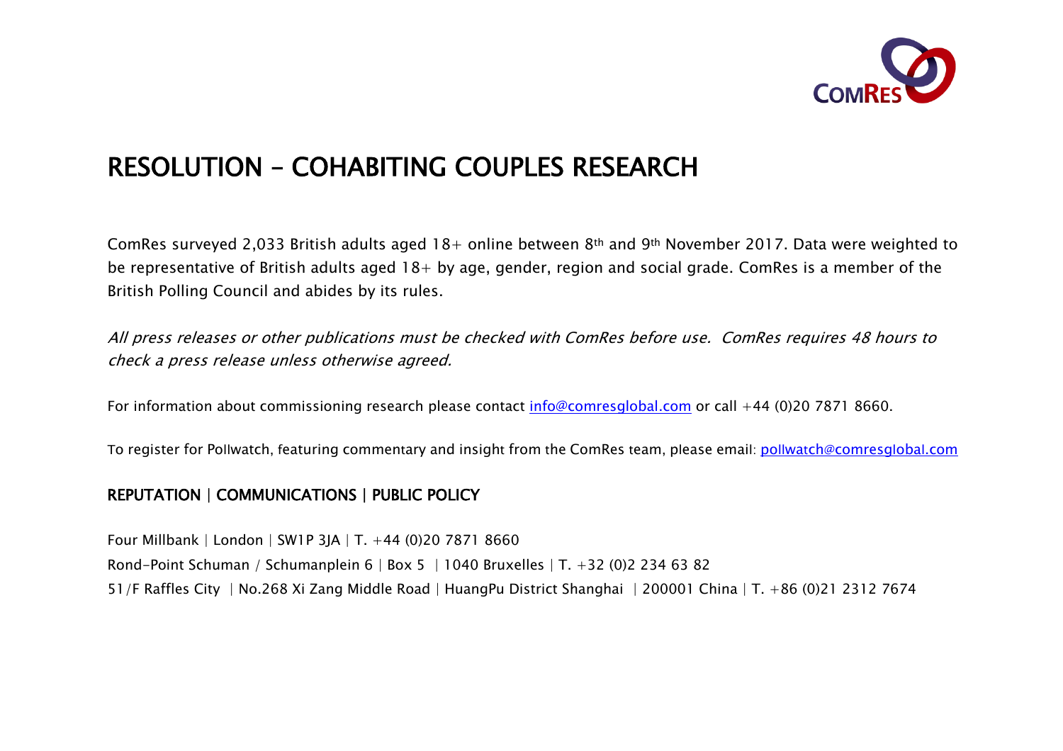# RESOLUTION – COHABITING COUPLES RESEARCH

ComRes surveyed 2,033 British adults aged 18+ online between 8th and 9th November 2017. Data were weighted to be representative of British adults aged 18+ by age, gender, region and social grade. ComRes is a member of the British Polling Council and abides by its rules.

*All press releases or other publications must be checked with ComRes before use. ComRes requires 48 hours to check a press release unless otherwise agreed.*

For information about commissioning research please contact info@comresglobal.com or call +44 (0)20 7871 8660.

To register for Pollwatch, featuring commentary and insight from the ComRes team, please email: pollwatch@comresglobal.com

## REPUTATION | COMMUNICATIONS | PUBLIC POLICY

Four Millbank | London | SW1P 3JA | T. +44 (0)20 7871 8660

Rond-Point Schuman / Schumanplein 6 | Box 5 | 1040 Bruxelles | T. +32 (0)2 234 63 82

51/F Raffles City | No.268 Xi Zang Middle Road | HuangPu District Shanghai | 200001 China | T. +86 (0)21 2312 7674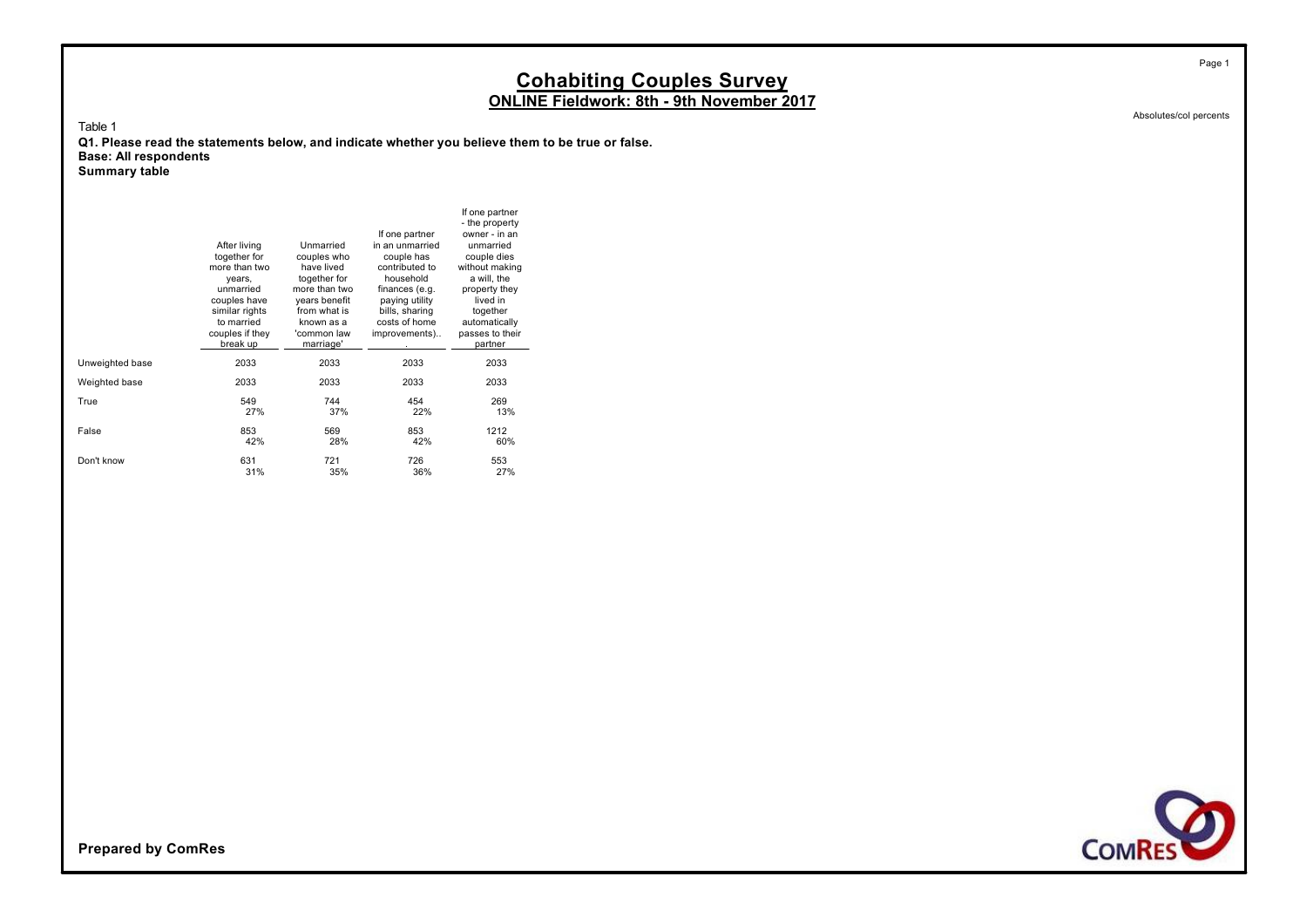# Cohabiting Couples Survey

## ONLINE Fieldwork: 8th - 9th November 2017

Absolutes/col percents

Table 1

**Q1. Please read the statements below, and indicate whether you believe them to be true or false.**
**Base: All respondents**
**Summary table**

| | After living together for more than two years, unmarried couples have similar rights to married couples if they break up | Unmarried couples who have lived together for more than two years benefit from what is known as a 'common law marriage' | If one partner in an unmarried couple has contributed to household finances (e.g. paying utility bills, sharing costs of home improvements).. . | If one partner - the property owner - in an unmarried couple dies without making a will, the property they lived in together automatically passes to their partner |
|---|---|---|---|---|
| Unweighted base | 2033 | 2033 | 2033 | 2033 |
| Weighted base | 2033 | 2033 | 2033 | 2033 |
| True | 549<br>27% | 744<br>37% | 454<br>22% | 269<br>13% |
| False | 853<br>42% | 569<br>28% | 853<br>42% | 1212<br>60% |
| Don't know | 631<br>31% | 721<br>35% | 726<br>36% | 553<br>27% |

**Prepared by ComRes**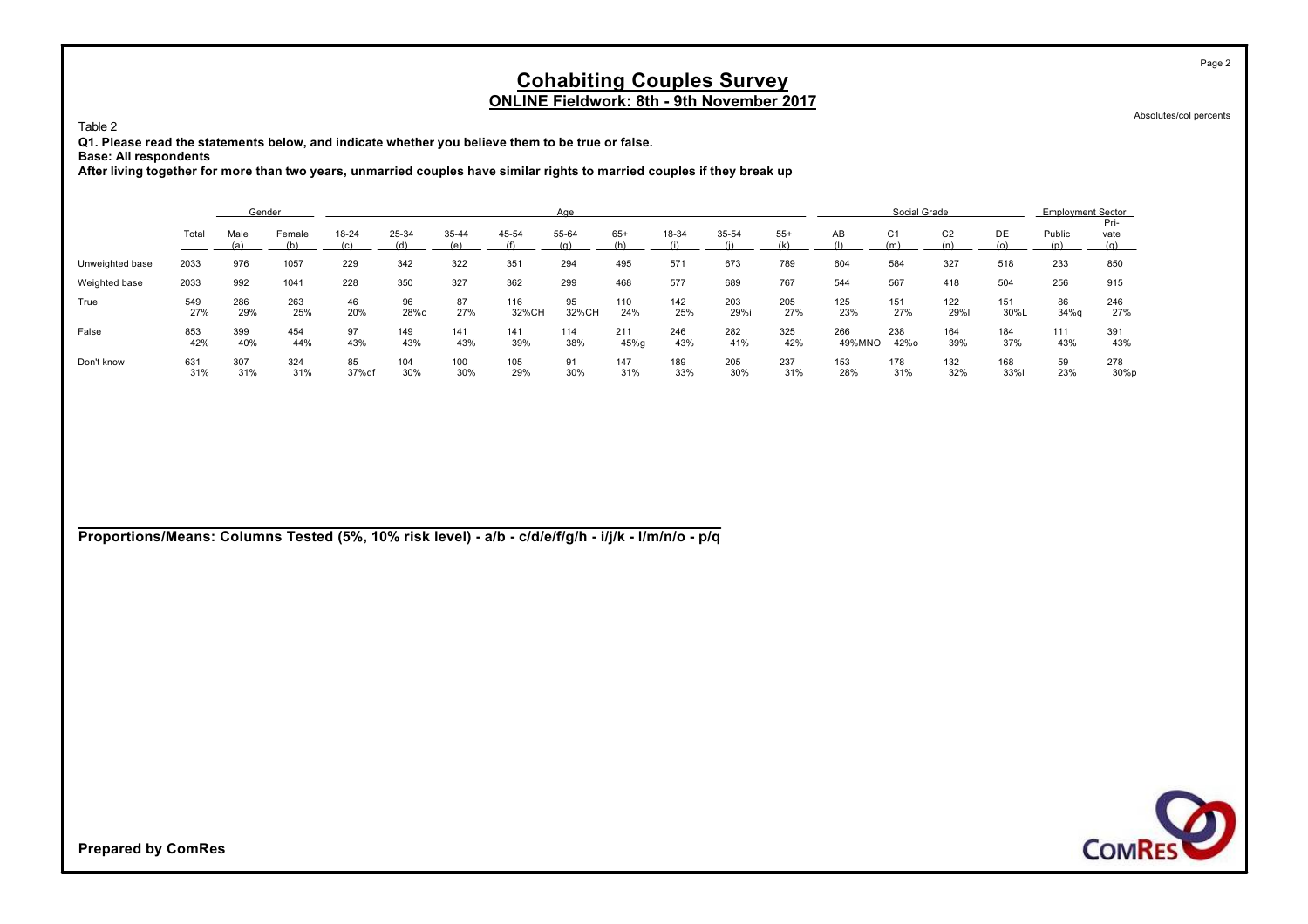# Cohabiting Couples Survey

## ONLINE Fieldwork: 8th - 9th November 2017

Absolutes/col percents

Table 2

**Q1. Please read the statements below, and indicate whether you believe them to be true or false.**

**Base: All respondents**

**After living together for more than two years, unmarried couples have similar rights to married couples if they break up**

| | | Gender | | Age | | | | | | | | | Social Grade | | | | Employment Sector | |
|---|---|---|---|---|---|---|---|---|---|---|---|---|---|---|---|---|---|---|
| | Total | Male (a) | Female (b) | 18-24 (c) | 25-34 (d) | 35-44 (e) | 45-54 (f) | 55-64 (g) | 65+ (h) | 18-34 (i) | 35-54 (j) | 55+ (k) | AB (l) | C1 (m) | C2 (n) | DE (o) | Public (p) | Private (q) |
| Unweighted base | 2033 | 976 | 1057 | 229 | 342 | 322 | 351 | 294 | 495 | 571 | 673 | 789 | 604 | 584 | 327 | 518 | 233 | 850 |
| Weighted base | 2033 | 992 | 1041 | 228 | 350 | 327 | 362 | 299 | 468 | 577 | 689 | 767 | 544 | 567 | 418 | 504 | 256 | 915 |
| True | 549 | 286 | 263 | 46 | 96 | 87 | 116 | 95 | 110 | 142 | 203 | 205 | 125 | 151 | 122 | 151 | 86 | 246 |
| | 27% | 29% | 25% | 20% | 28%c | 27% | 32%CH | 32%CH | 24% | 25% | 29%i | 27% | 23% | 27% | 29%l | 30%L | 34%q | 27% |
| False | 853 | 399 | 454 | 97 | 149 | 141 | 141 | 114 | 211 | 246 | 282 | 325 | 266 | 238 | 164 | 184 | 111 | 391 |
| | 42% | 40% | 44% | 43% | 43% | 43% | 39% | 38% | 45%g | 43% | 41% | 42% | 49%MNO | 42%o | 39% | 37% | 43% | 43% |
| Don't know | 631 | 307 | 324 | 85 | 104 | 100 | 105 | 91 | 147 | 189 | 205 | 237 | 153 | 178 | 132 | 168 | 59 | 278 |
| | 31% | 31% | 31% | 37%df | 30% | 30% | 29% | 30% | 31% | 33% | 30% | 31% | 28% | 31% | 32% | 33%l | 23% | 30%p |

**Proportions/Means: Columns Tested (5%, 10% risk level) - a/b - c/d/e/f/g/h - i/j/k - l/m/n/o - p/q**

**Prepared by ComRes**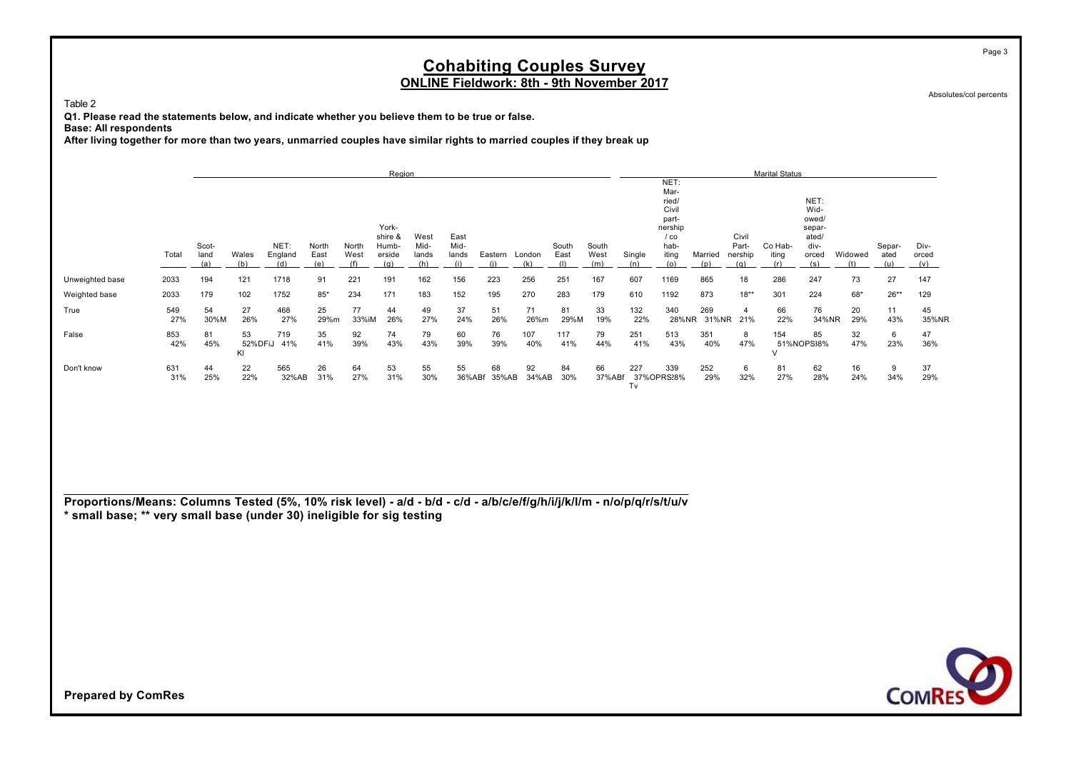# Cohabiting Couples Survey

## ONLINE Fieldwork: 8th - 9th November 2017

Absolutes/col percents

Table 2

**Q1. Please read the statements below, and indicate whether you believe them to be true or false.**

**Base: All respondents**

**After living together for more than two years, unmarried couples have similar rights to married couples if they break up**

| | | Region | | | | | | | | | | | | | Marital Status | | | | | | | | |
|---|---|---|---|---|---|---|---|---|---|---|---|---|---|---|---|---|---|---|---|---|---|---|---|
| | Total | Scotland (a) | Wales (b) | NET: England (d) | North East (e) | North West (f) | Yorkshire & Humberside (g) | West Midlands (h) | East Midlands (i) | Eastern (j) | London (k) | South East (l) | South West (m) | Single (n) | NET: Married/ Civil partnership / cohabiting (o) | Married (p) | Civil Partnership (q) | Co Habiting (r) | NET: Widowed/ separated/ divorced (s) | Widowed (t) | Separated (u) | Divorced (v) |
| Unweighted base | 2033 | 194 | 121 | 1718 | 91 | 221 | 191 | 162 | 156 | 223 | 256 | 251 | 167 | 607 | 1169 | 865 | 18 | 286 | 247 | 73 | 27 | 147 |
| Weighted base | 2033 | 179 | 102 | 1752 | 85* | 234 | 171 | 183 | 152 | 195 | 270 | 283 | 179 | 610 | 1192 | 873 | 18** | 301 | 224 | 68* | 26** | 129 |
| True | 549<br>27% | 54<br>30%M | 27<br>26% | 468<br>27% | 25<br>29%m | 77<br>33%iM | 44<br>26% | 49<br>27% | 37<br>24% | 51<br>26% | 71<br>26%m | 81<br>29%M | 33<br>19% | 132<br>22% | 340<br>28%NR | 269<br>31%NR | 4<br>21% | 66<br>22% | 76<br>34%NR | 20<br>29% | 11<br>43% | 45<br>35%NR |
| False | 853<br>42% | 81<br>45% | 53<br>52%DFiJ KI | 719<br>41% | 35<br>41% | 92<br>39% | 74<br>43% | 79<br>43% | 60<br>39% | 76<br>39% | 107<br>40% | 117<br>41% | 79<br>44% | 251<br>41% | 513<br>43% | 351<br>40% | 8<br>47% | 154<br>51%NOPS<br>V | 85<br>38% | 32<br>47% | 6<br>23% | 47<br>36% |
| Don't know | 631<br>31% | 44<br>25% | 22<br>22% | 565<br>32%AB | 26<br>31% | 64<br>27% | 53<br>31% | 55<br>30% | 55<br>36%ABf | 68<br>35%AB | 92<br>34%AB | 84<br>30% | 66<br>37%ABf | 227<br>37%OPRS<br>Tv | 339<br>28% | 252<br>29% | 6<br>32% | 81<br>27% | 62<br>28% | 16<br>24% | 9<br>34% | 37<br>29% |

**Proportions/Means: Columns Tested (5%, 10% risk level) - a/d - b/d - c/d - a/b/c/e/f/g/h/i/j/k/l/m - n/o/p/q/r/s/t/u/v**
**\* small base; \*\* very small base (under 30) ineligible for sig testing**

**Prepared by ComRes**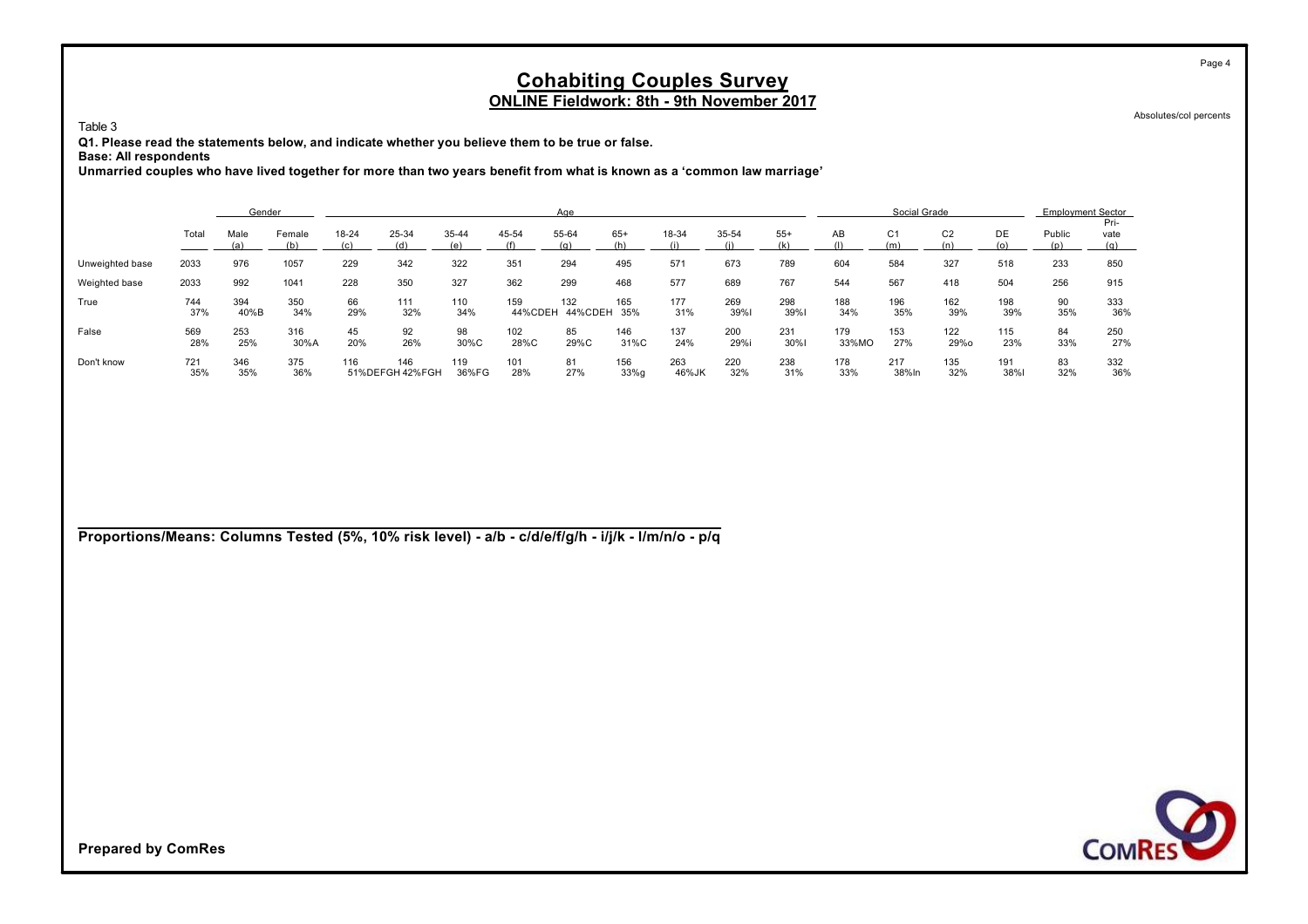# Cohabiting Couples Survey

## ONLINE Fieldwork: 8th - 9th November 2017

Absolutes/col percents

Table 3

**Q1. Please read the statements below, and indicate whether you believe them to be true or false.**

**Base: All respondents**

**Unmarried couples who have lived together for more than two years benefit from what is known as a 'common law marriage'**

| | | Gender | | Age | | | | | | | | | Social Grade | | | | Employment Sector | |
|---|---|---|---|---|---|---|---|---|---|---|---|---|---|---|---|---|---|---|
| | Total | Male (a) | Female (b) | 18-24 (c) | 25-34 (d) | 35-44 (e) | 45-54 (f) | 55-64 (g) | 65+ (h) | 18-34 (i) | 35-54 (j) | 55+ (k) | AB (l) | C1 (m) | C2 (n) | DE (o) | Public (p) | Pri-vate (q) |
| Unweighted base | 2033 | 976 | 1057 | 229 | 342 | 322 | 351 | 294 | 495 | 571 | 673 | 789 | 604 | 584 | 327 | 518 | 233 | 850 |
| Weighted base | 2033 | 992 | 1041 | 228 | 350 | 327 | 362 | 299 | 468 | 577 | 689 | 767 | 544 | 567 | 418 | 504 | 256 | 915 |
| True | 744<br>37% | 394<br>40%B | 350<br>34% | 66<br>29% | 111<br>32% | 110<br>34% | 159<br>44%CDEH | 132<br>44%CDEH | 165<br>35% | 177<br>31% | 269<br>39%I | 298<br>39%I | 188<br>34% | 196<br>35% | 162<br>39% | 198<br>39% | 90<br>35% | 333<br>36% |
| False | 569<br>28% | 253<br>25% | 316<br>30%A | 45<br>20% | 92<br>26% | 98<br>30%C | 102<br>28%C | 85<br>29%C | 146<br>31%C | 137<br>24% | 200<br>29%i | 231<br>30%I | 179<br>33%MO | 153<br>27% | 122<br>29%o | 115<br>23% | 84<br>33% | 250<br>27% |
| Don't know | 721<br>35% | 346<br>35% | 375<br>36% | 116<br>51%DEFGH | 146<br>42%FGH | 119<br>36%FG | 101<br>28% | 81<br>27% | 156<br>33%g | 263<br>46%JK | 220<br>32% | 238<br>31% | 178<br>33% | 217<br>38%ln | 135<br>32% | 191<br>38%l | 83<br>32% | 332<br>36% |

**Proportions/Means: Columns Tested (5%, 10% risk level) - a/b - c/d/e/f/g/h - i/j/k - l/m/n/o - p/q**

**Prepared by ComRes**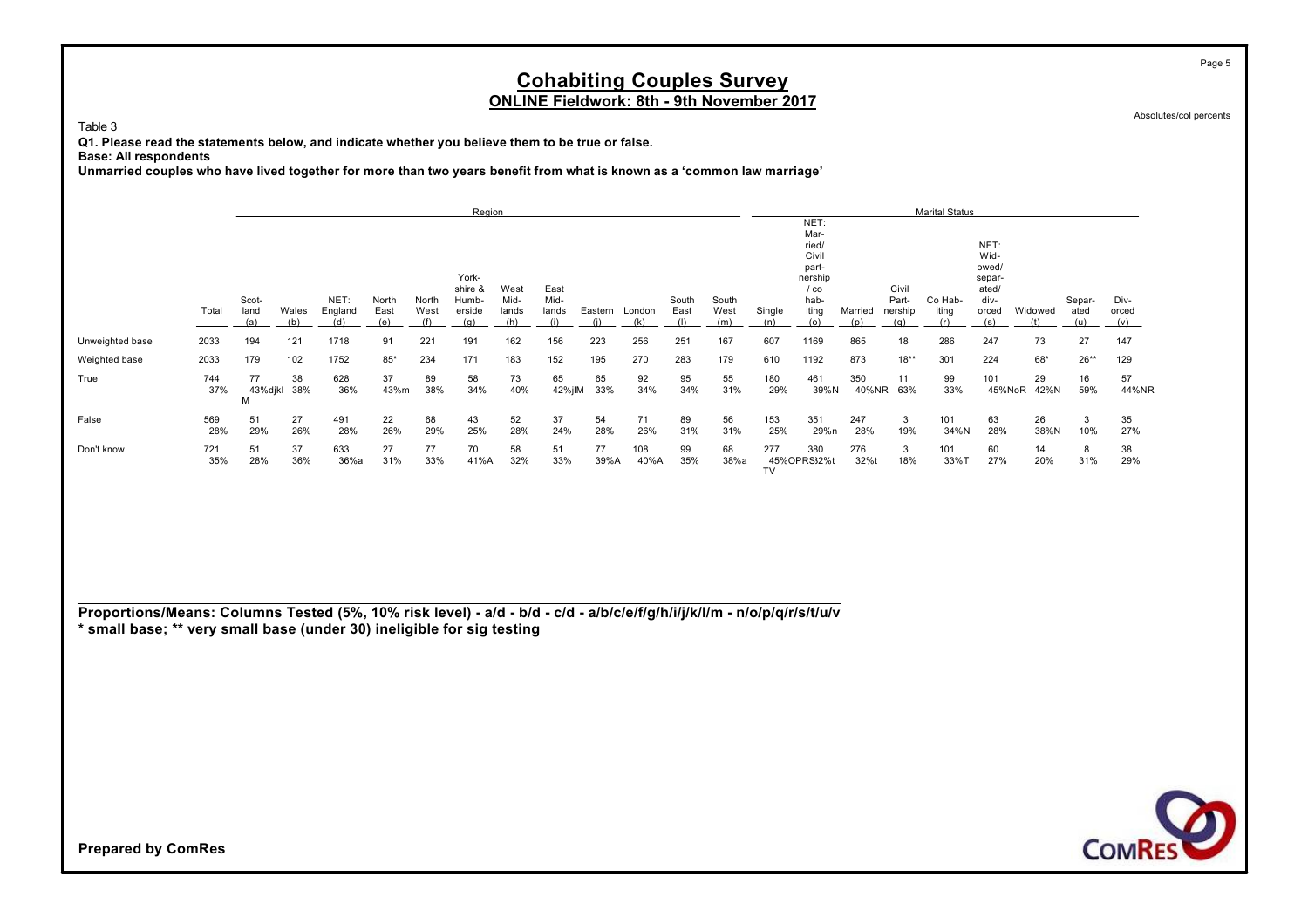# Cohabiting Couples Survey
## ONLINE Fieldwork: 8th - 9th November 2017

Absolutes/col percents

Table 3

**Q1. Please read the statements below, and indicate whether you believe them to be true or false.**
**Base: All respondents**
**Unmarried couples who have lived together for more than two years benefit from what is known as a 'common law marriage'**

| | | Region | | | | | | | | | | | | | Marital Status | | | | | | | | | |
|---|---|---|---|---|---|---|---|---|---|---|---|---|---|---|---|---|---|---|---|---|---|---|---|---|
| | Total | Scotland (a) | Wales (b) | NET: England (d) | North East (e) | North West (f) | Yorkshire & Humberside (g) | West Midlands (h) | East Midlands (i) | Eastern (j) | London (k) | South East (l) | South West (m) | Single (n) | NET: Married/ Civil partnership / cohabiting (o) | Married (p) | Civil Partnership (q) | Co Habiting (r) | NET: Widowed/ separated/ divorced (s) | Widowed (t) | Separated (u) | Divorced (v) |
| Unweighted base | 2033 | 194 | 121 | 1718 | 91 | 221 | 191 | 162 | 156 | 223 | 256 | 251 | 167 | 607 | 1169 | 865 | 18 | 286 | 247 | 73 | 27 | 147 |
| Weighted base | 2033 | 179 | 102 | 1752 | 85* | 234 | 171 | 183 | 152 | 195 | 270 | 283 | 179 | 610 | 1192 | 873 | 18** | 301 | 224 | 68* | 26** | 129 |
| True | 744 | 77 | 38 | 628 | 37 | 89 | 58 | 73 | 65 | 65 | 92 | 95 | 55 | 180 | 461 | 350 | 11 | 99 | 101 | 29 | 16 | 57 |
| | 37% | 43%djkl M | 38% | 36% | 43%m | 38% | 34% | 40% | 42%jlM | 33% | 34% | 34% | 31% | 29% | 39%N | 40%NR | 63% | 33% | 45%NoR | 42%N | 59% | 44%NR |
| False | 569 | 51 | 27 | 491 | 22 | 68 | 43 | 52 | 37 | 54 | 71 | 89 | 56 | 153 | 351 | 247 | 3 | 101 | 63 | 26 | 3 | 35 |
| | 28% | 29% | 26% | 28% | 26% | 29% | 25% | 28% | 24% | 28% | 26% | 31% | 31% | 25% | 29%n | 28% | 19% | 34%N | 28% | 38%N | 10% | 27% |
| Don't know | 721 | 51 | 37 | 633 | 27 | 77 | 70 | 58 | 51 | 77 | 108 | 99 | 68 | 277 | 380 | 276 | 3 | 101 | 60 | 14 | 8 | 38 |
| | 35% | 28% | 36% | 36%a | 31% | 33% | 41%A | 32% | 33% | 39%A | 40%A | 35% | 38%a | 45%OPRS TV | 32%t | 32%t | 18% | 33%T | 27% | 20% | 31% | 29% |

**Proportions/Means: Columns Tested (5%, 10% risk level) - a/d - b/d - c/d - a/b/c/e/f/g/h/i/j/k/l/m - n/o/p/q/r/s/t/u/v**
**\* small base; \*\* very small base (under 30) ineligible for sig testing**

**Prepared by ComRes**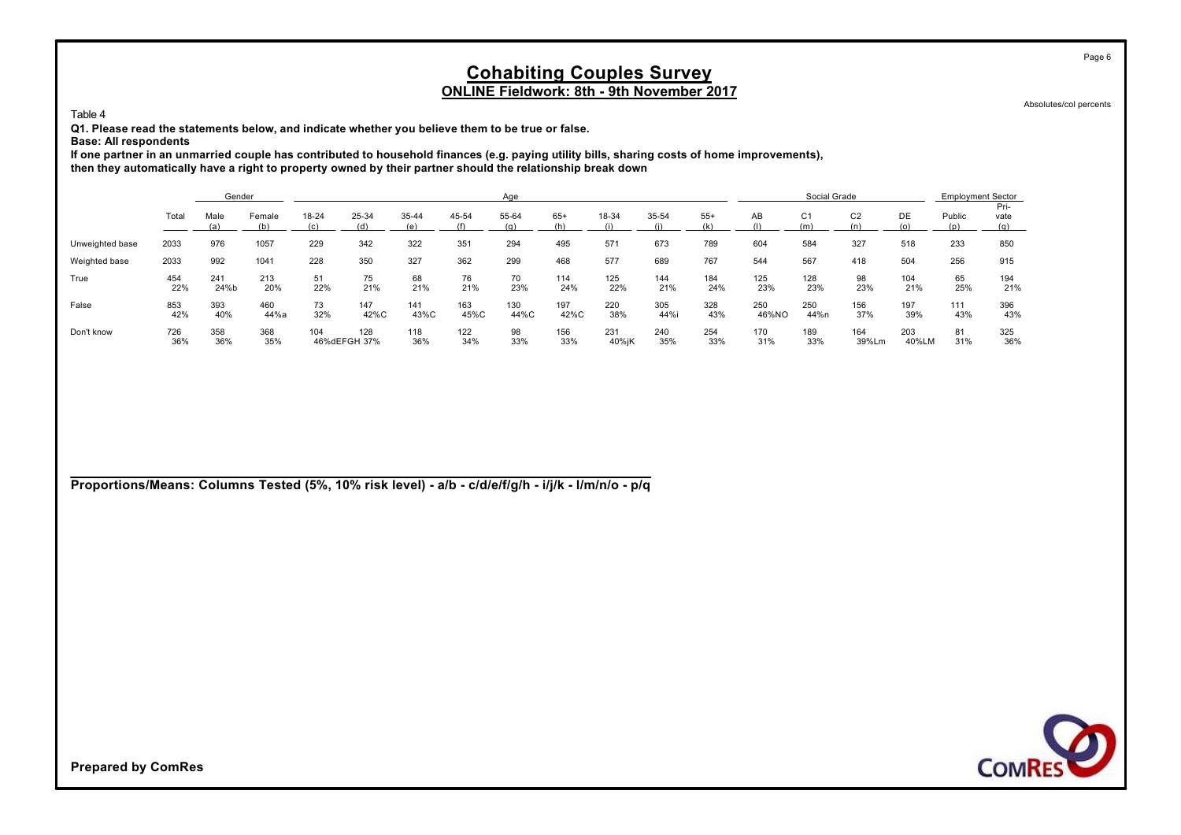# Cohabiting Couples Survey

## ONLINE Fieldwork: 8th - 9th November 2017

Absolutes/col percents

Table 4

**Q1. Please read the statements below, and indicate whether you believe them to be true or false.**

**Base: All respondents**

**If one partner in an unmarried couple has contributed to household finances (e.g. paying utility bills, sharing costs of home improvements), then they automatically have a right to property owned by their partner should the relationship break down**

| | | Gender | | Age | | | | | | | | | Social Grade | | | | Employment Sector | |
|---|---|---|---|---|---|---|---|---|---|---|---|---|---|---|---|---|---|---|
| | Total | Male (a) | Female (b) | 18-24 (c) | 25-34 (d) | 35-44 (e) | 45-54 (f) | 55-64 (g) | 65+ (h) | 18-34 (i) | 35-54 (j) | 55+ (k) | AB (l) | C1 (m) | C2 (n) | DE (o) | Public (p) | Private (q) |
| Unweighted base | 2033 | 976 | 1057 | 229 | 342 | 322 | 351 | 294 | 495 | 571 | 673 | 789 | 604 | 584 | 327 | 518 | 233 | 850 |
| Weighted base | 2033 | 992 | 1041 | 228 | 350 | 327 | 362 | 299 | 468 | 577 | 689 | 767 | 544 | 567 | 418 | 504 | 256 | 915 |
| True | 454 | 241 | 213 | 51 | 75 | 68 | 76 | 70 | 114 | 125 | 144 | 184 | 125 | 128 | 98 | 104 | 65 | 194 |
| | 22% | 24%b | 20% | 22% | 21% | 21% | 21% | 23% | 24% | 22% | 21% | 24% | 23% | 23% | 23% | 21% | 25% | 21% |
| False | 853 | 393 | 460 | 73 | 147 | 141 | 163 | 130 | 197 | 220 | 305 | 328 | 250 | 250 | 156 | 197 | 111 | 396 |
| | 42% | 40% | 44%a | 32% | 42%C | 43%C | 45%C | 44%C | 42%C | 38% | 44%i | 43% | 46%NO | 44%n | 37% | 39% | 43% | 43% |
| Don't know | 726 | 358 | 368 | 104 | 128 | 118 | 122 | 98 | 156 | 231 | 240 | 254 | 170 | 189 | 164 | 203 | 81 | 325 |
| | 36% | 36% | 35% | 46%dEFGH | 37% | 36% | 34% | 33% | 33% | 40%jK | 35% | 33% | 31% | 33% | 39%Lm | 40%LM | 31% | 36% |

**Proportions/Means: Columns Tested (5%, 10% risk level) - a/b - c/d/e/f/g/h - i/j/k - l/m/n/o - p/q**

**Prepared by ComRes**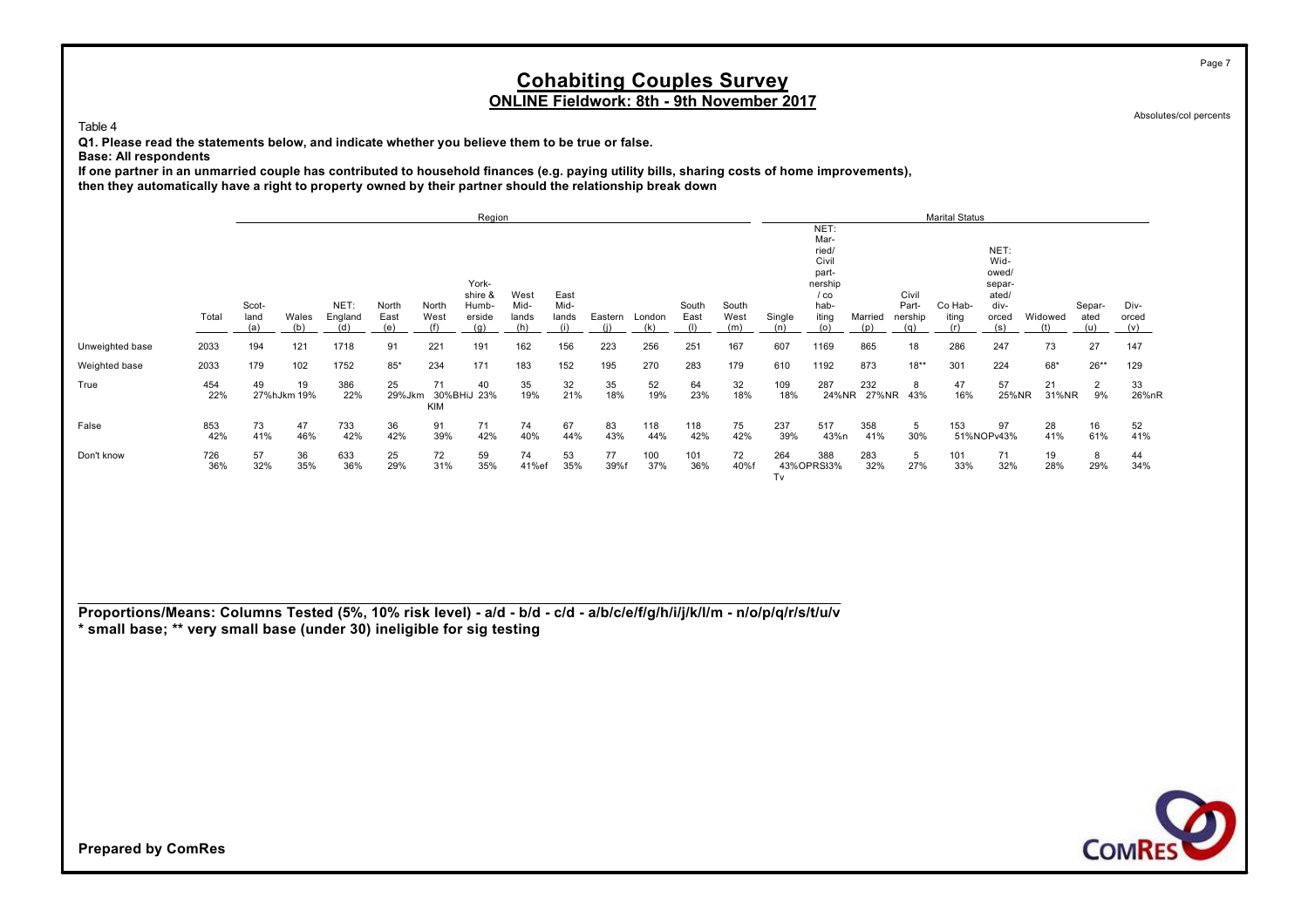# Cohabiting Couples Survey

## ONLINE Fieldwork: 8th - 9th November 2017

Absolutes/col percents

Table 4

**Q1. Please read the statements below, and indicate whether you believe them to be true or false.**

**Base: All respondents**

**If one partner in an unmarried couple has contributed to household finances (e.g. paying utility bills, sharing costs of home improvements), then they automatically have a right to property owned by their partner should the relationship break down**

| | | Region | | | | | | | | | | | | Marital Status | | | | | | | | | |
|---|---|---|---|---|---|---|---|---|---|---|---|---|---|---|---|---|---|---|---|---|---|---|---|
| | Total | Scot-land (a) | Wales (b) | NET: England (d) | North East (e) | North West (f) | York-shire & Humb-erside (g) | West Mid-lands (h) | East Mid-lands (i) | Eastern (j) | London (k) | South East (l) | South West (m) | Single (n) | NET: Mar-ried/ Civil part-nership / co hab-iting (o) | Married (p) | Civil Part-nership (q) | Co Hab-iting (r) | NET: Wid-owed/ separ-ated/ div-orced (s) | Widowed (t) | Separ-ated (u) | Div-orced (v) |
| Unweighted base | 2033 | 194 | 121 | 1718 | 91 | 221 | 191 | 162 | 156 | 223 | 256 | 251 | 167 | 607 | 1169 | 865 | 18 | 286 | 247 | 73 | 27 | 147 |
| Weighted base | 2033 | 179 | 102 | 1752 | 85* | 234 | 171 | 183 | 152 | 195 | 270 | 283 | 179 | 610 | 1192 | 873 | 18** | 301 | 224 | 68* | 26** | 129 |
| True | 454 22% | 49 27%hJkm | 19 19% | 386 22% | 25 29%Jkm | 71 30%BHIJ KIM | 40 23% | 35 19% | 32 21% | 35 18% | 52 19% | 64 23% | 32 18% | 109 18% | 287 24%NR | 232 27%NR | 8 43% | 47 16% | 57 25%NR | 21 31%NR | 2 9% | 33 26%nR |
| False | 853 42% | 73 41% | 47 46% | 733 42% | 36 42% | 91 39% | 71 42% | 74 40% | 67 44% | 83 43% | 118 44% | 118 42% | 75 42% | 237 39% | 517 43%n | 358 41% | 5 30% | 153 51%NOPv | 97 43% | 28 41% | 16 61% | 52 41% |
| Don't know | 726 36% | 57 32% | 36 35% | 633 36% | 25 29% | 72 31% | 59 35% | 74 41%ef | 53 35% | 77 39%f | 100 37% | 101 36% | 72 40%f | 264 43%OPRS Tv | 388 33% | 283 32% | 5 27% | 101 33% | 71 32% | 19 28% | 8 29% | 44 34% |

**Proportions/Means: Columns Tested (5%, 10% risk level) - a/d - b/d - c/d - a/b/c/e/f/g/h/i/j/k/l/m - n/o/p/q/r/s/t/u/v**
**\* small base; \*\* very small base (under 30) ineligible for sig testing**

**Prepared by ComRes**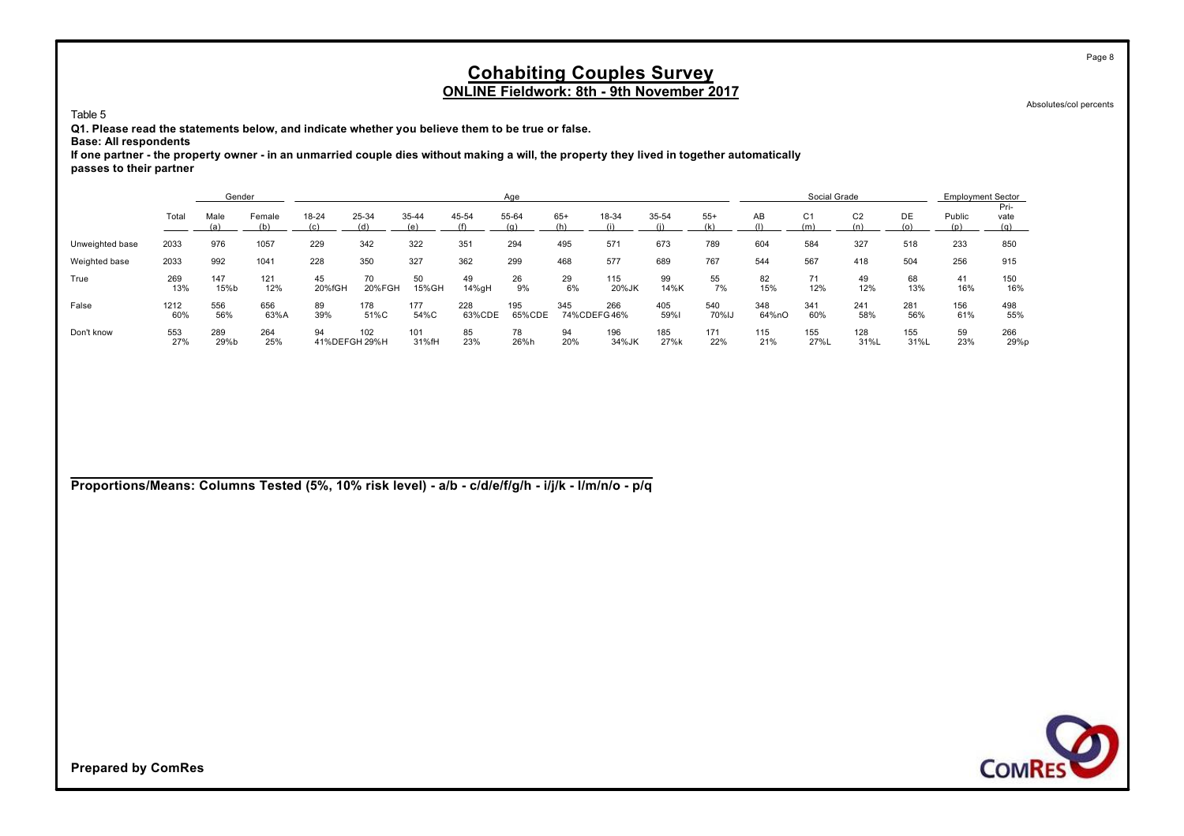# Cohabiting Couples Survey

## ONLINE Fieldwork: 8th - 9th November 2017

Absolutes/col percents

Table 5

**Q1. Please read the statements below, and indicate whether you believe them to be true or false.**

**Base: All respondents**

**If one partner - the property owner - in an unmarried couple dies without making a will, the property they lived in together automatically passes to their partner**

| | Total | Gender | | Age | | | | | | | | | Social Grade | | | | Employment Sector | |
|---|---|---|---|---|---|---|---|---|---|---|---|---|---|---|---|---|---|---|
| | | Male (a) | Female (b) | 18-24 (c) | 25-34 (d) | 35-44 (e) | 45-54 (f) | 55-64 (g) | 65+ (h) | 18-34 (i) | 35-54 (j) | 55+ (k) | AB (l) | C1 (m) | C2 (n) | DE (o) | Public (p) | Pri-vate (q) |
| Unweighted base | 2033 | 976 | 1057 | 229 | 342 | 322 | 351 | 294 | 495 | 571 | 673 | 789 | 604 | 584 | 327 | 518 | 233 | 850 |
| Weighted base | 2033 | 992 | 1041 | 228 | 350 | 327 | 362 | 299 | 468 | 577 | 689 | 767 | 544 | 567 | 418 | 504 | 256 | 915 |
| True | 269 | 147 | 121 | 45 | 70 | 50 | 49 | 26 | 29 | 115 | 99 | 55 | 82 | 71 | 49 | 68 | 41 | 150 |
| | 13% | 15%b | 12% | 20%fGH | 20%FGH | 15%GH | 14%gH | 9% | 6% | 20%JK | 14%K | 7% | 15% | 12% | 12% | 13% | 16% | 16% |
| False | 1212 | 556 | 656 | 89 | 178 | 177 | 228 | 195 | 345 | 266 | 405 | 540 | 348 | 341 | 241 | 281 | 156 | 498 |
| | 60% | 56% | 63%A | 39% | 51%C | 54%C | 63%CDE | 65%CDE | 74%CDEFG | 46% | 59%I | 70%IJ | 64%nO | 60% | 58% | 56% | 61% | 55% |
| Don't know | 553 | 289 | 264 | 94 | 102 | 101 | 85 | 78 | 94 | 196 | 185 | 171 | 115 | 155 | 128 | 155 | 59 | 266 |
| | 27% | 29%b | 25% | 41%DEFGH | 29%H | 31%fH | 23% | 26%h | 20% | 34%JK | 27%k | 22% | 21% | 27%L | 31%L | 31%L | 23% | 29%p |

**Proportions/Means: Columns Tested (5%, 10% risk level) - a/b - c/d/e/f/g/h - i/j/k - l/m/n/o - p/q**

**Prepared by ComRes**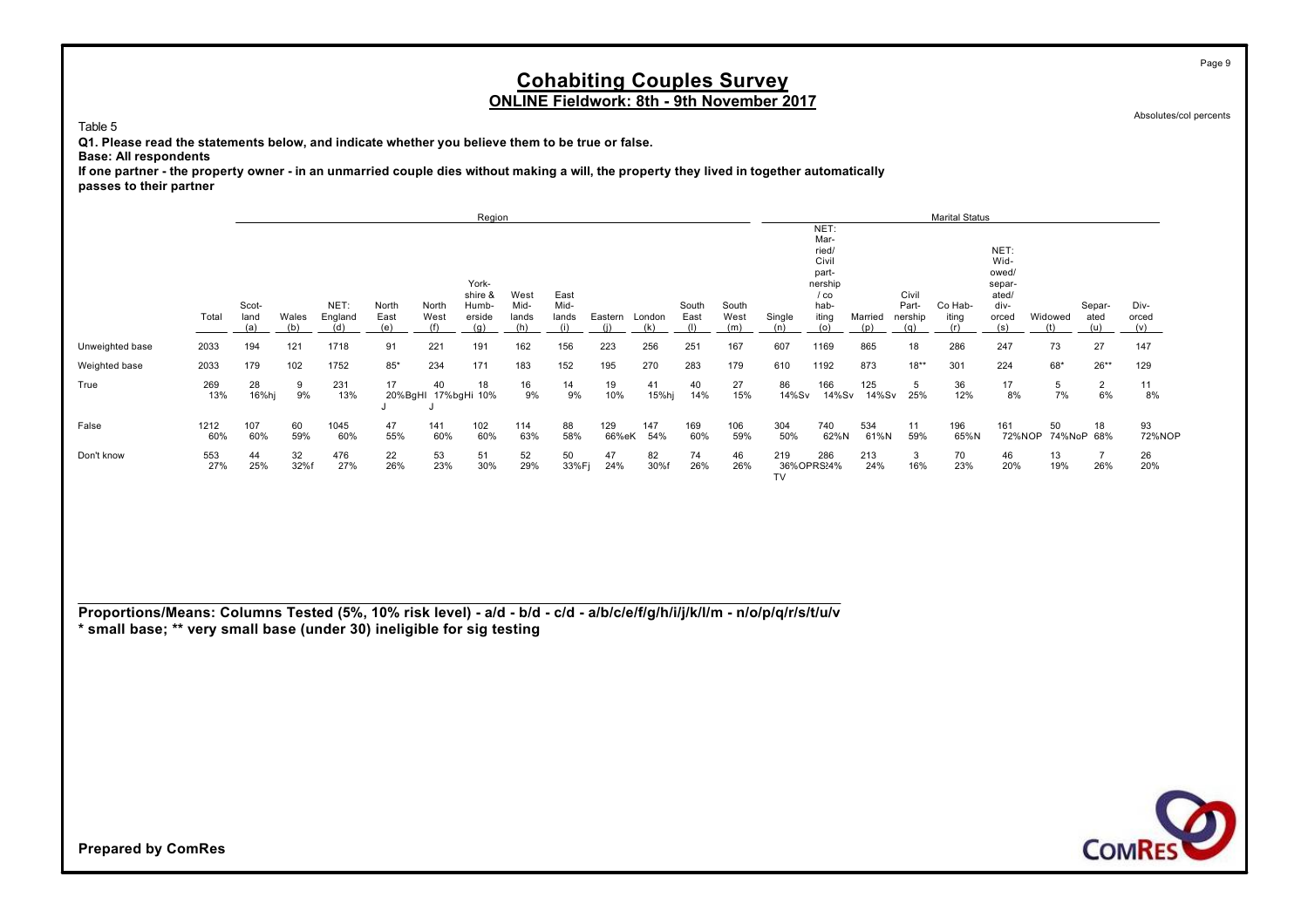# Cohabiting Couples Survey

## ONLINE Fieldwork: 8th - 9th November 2017

Absolutes/col percents

Table 5

**Q1. Please read the statements below, and indicate whether you believe them to be true or false.**

**Base: All respondents**

**If one partner - the property owner - in an unmarried couple dies without making a will, the property they lived in together automatically passes to their partner**

| | | Region | | | | | | | | | | | | | Marital Status | | | | | | | | |
|---|---|---|---|---|---|---|---|---|---|---|---|---|---|---|---|---|---|---|---|---|---|---|---|
| | Total | Scot-land (a) | Wales (b) | NET: England (d) | North East (e) | North West (f) | York-shire & Humb-erside (g) | West Mid-lands (h) | East Mid-lands (i) | Eastern (j) | London (k) | South East (l) | South West (m) | Single (n) | NET: Mar-ried/ Civil part-nership / co hab-iting (o) | Married (p) | Civil Part-nership (q) | Co Hab-iting (r) | NET: Wid-owed/ separ-ated/ div-orced (s) | Widowed (t) | Separ-ated (u) | Div-orced (v) |
| Unweighted base | 2033 | 194 | 121 | 1718 | 91 | 221 | 191 | 162 | 156 | 223 | 256 | 251 | 167 | 607 | 1169 | 865 | 18 | 286 | 247 | 73 | 27 | 147 |
| Weighted base | 2033 | 179 | 102 | 1752 | 85* | 234 | 171 | 183 | 152 | 195 | 270 | 283 | 179 | 610 | 1192 | 873 | 18** | 301 | 224 | 68* | 26** | 129 |
| True | 269 | 28 | 9 | 231 | 17 | 40 | 18 | 16 | 14 | 19 | 41 | 40 | 27 | 86 | 166 | 125 | 5 | 36 | 17 | 5 | 2 | 11 |
| | 13% | 16%hj | 9% | 13% | 20%BgHI J | 17%bgHi J | 10% | 9% | 9% | 10% | 15%hj | 14% | 15% | 14%Sv | 14%Sv | 14%Sv | 25% | 12% | 8% | 7% | 6% | 8% |
| False | 1212 | 107 | 60 | 1045 | 47 | 141 | 102 | 114 | 88 | 129 | 147 | 169 | 106 | 304 | 740 | 534 | 11 | 196 | 161 | 50 | 18 | 93 |
| | 60% | 60% | 59% | 60% | 55% | 60% | 60% | 63% | 58% | 66%eK | 54% | 60% | 59% | 50% | 62%N | 61%N | 59% | 65%N | 72%NOP | 74%NoP | 68% | 72%NOP |
| Don't know | 553 | 44 | 32 | 476 | 22 | 53 | 51 | 52 | 50 | 47 | 82 | 74 | 46 | 219 | 286 | 213 | 3 | 70 | 46 | 13 | 7 | 26 |
| | 27% | 25% | 32%f | 27% | 26% | 23% | 30% | 29% | 33%Fj | 24% | 30%f | 26% | 26% | 36%OPRS TV | 24% | 24% | 16% | 23% | 20% | 19% | 26% | 20% |

**Proportions/Means: Columns Tested (5%, 10% risk level) - a/d - b/d - c/d - a/b/c/e/f/g/h/i/j/k/l/m - n/o/p/q/r/s/t/u/v**
**\* small base; \*\* very small base (under 30) ineligible for sig testing**

**Prepared by ComRes**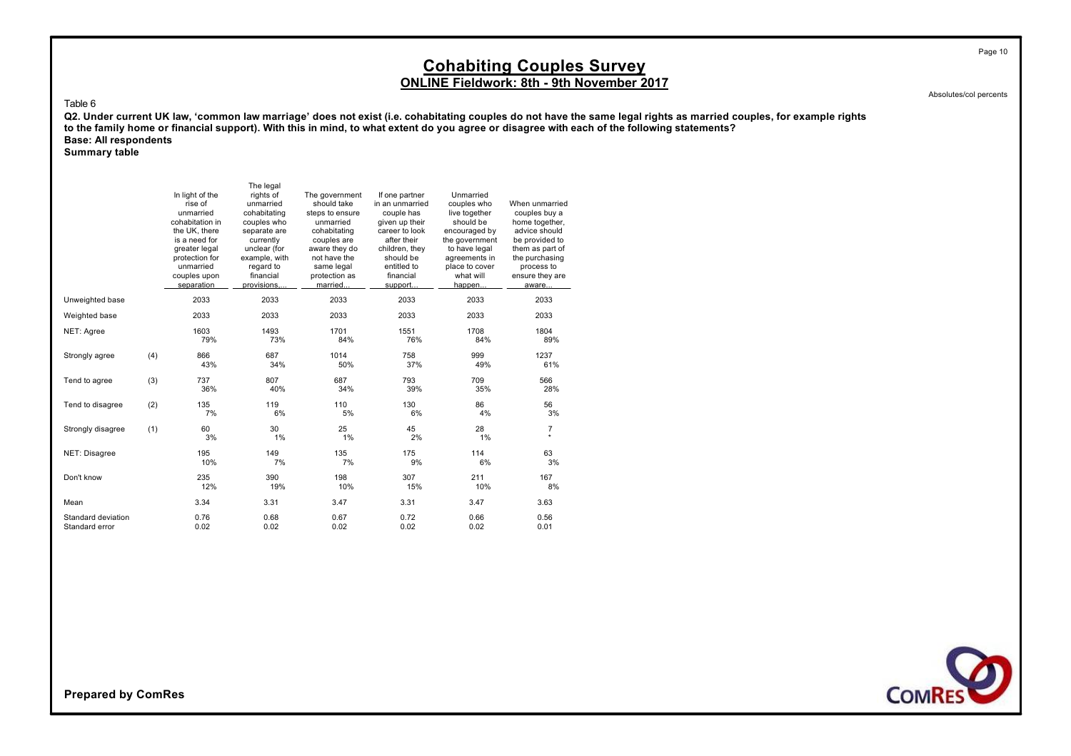# Cohabiting Couples Survey

## ONLINE Fieldwork: 8th - 9th November 2017

Absolutes/col percents

Table 6

**Q2. Under current UK law, 'common law marriage' does not exist (i.e. cohabitating couples do not have the same legal rights as married couples, for example rights to the family home or financial support). With this in mind, to what extent do you agree or disagree with each of the following statements?**

**Base: All respondents**

**Summary table**

| | | In light of the rise of unmarried cohabitation in the UK, there is a need for greater legal protection for unmarried couples upon separation | The legal rights of unmarried cohabitating couples who separate are currently unclear (for example, with regard to financial provisions,... | The government should take steps to ensure unmarried cohabitating couples are aware they do not have the same legal protection as married... | If one partner in an unmarried couple has given up their career to look after their children, they should be entitled to financial support... | Unmarried couples who live together should be encouraged by the government to have legal agreements in place to cover what will happen... | When unmarried couples buy a home together, advice should be provided to them as part of the purchasing process to ensure they are aware... |
|---|---|---|---|---|---|---|---|
| Unweighted base | | 2033 | 2033 | 2033 | 2033 | 2033 | 2033 |
| Weighted base | | 2033 | 2033 | 2033 | 2033 | 2033 | 2033 |
| NET: Agree | | 1603 | 1493 | 1701 | 1551 | 1708 | 1804 |
| | | 79% | 73% | 84% | 76% | 84% | 89% |
| Strongly agree | (4) | 866 | 687 | 1014 | 758 | 999 | 1237 |
| | | 43% | 34% | 50% | 37% | 49% | 61% |
| Tend to agree | (3) | 737 | 807 | 687 | 793 | 709 | 566 |
| | | 36% | 40% | 34% | 39% | 35% | 28% |
| Tend to disagree | (2) | 135 | 119 | 110 | 130 | 86 | 56 |
| | | 7% | 6% | 5% | 6% | 4% | 3% |
| Strongly disagree | (1) | 60 | 30 | 25 | 45 | 28 | 7 |
| | | 3% | 1% | 1% | 2% | 1% | * |
| NET: Disagree | | 195 | 149 | 135 | 175 | 114 | 63 |
| | | 10% | 7% | 7% | 9% | 6% | 3% |
| Don't know | | 235 | 390 | 198 | 307 | 211 | 167 |
| | | 12% | 19% | 10% | 15% | 10% | 8% |
| Mean | | 3.34 | 3.31 | 3.47 | 3.31 | 3.47 | 3.63 |
| Standard deviation | | 0.76 | 0.68 | 0.67 | 0.72 | 0.66 | 0.56 |
| Standard error | | 0.02 | 0.02 | 0.02 | 0.02 | 0.02 | 0.01 |

**Prepared by ComRes**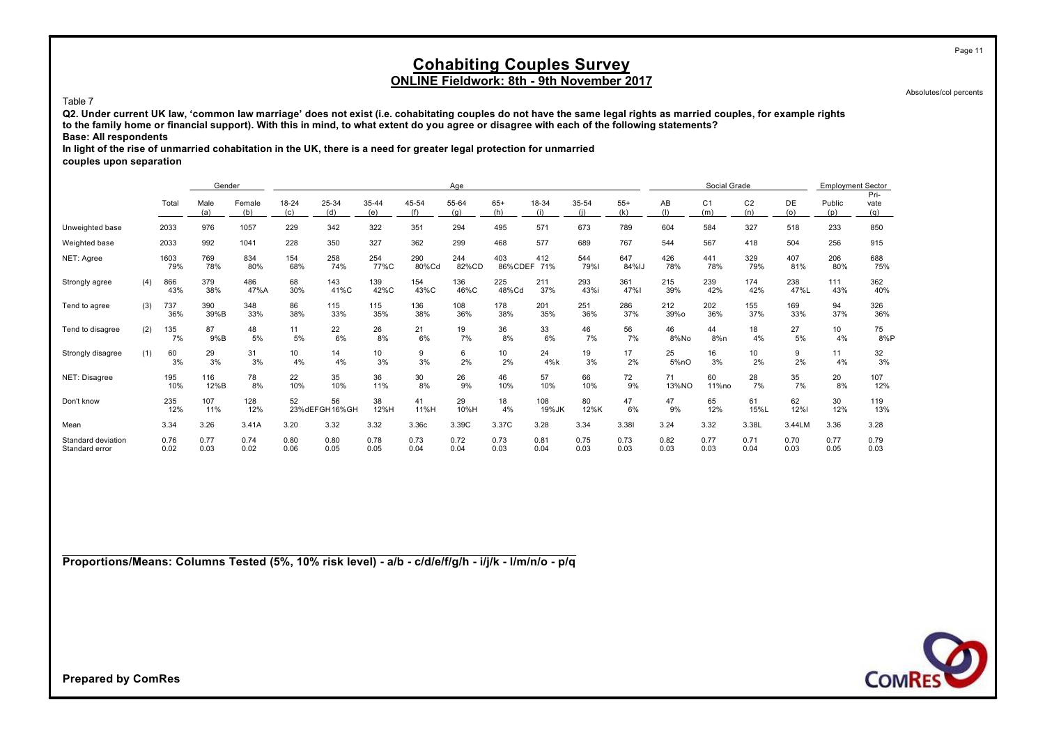# Cohabiting Couples Survey

## ONLINE Fieldwork: 8th - 9th November 2017

Absolutes/col percents

Table 7

**Q2. Under current UK law, 'common law marriage' does not exist (i.e. cohabitating couples do not have the same legal rights as married couples, for example rights to the family home or financial support). With this in mind, to what extent do you agree or disagree with each of the following statements?**

**Base: All respondents**

**In light of the rise of unmarried cohabitation in the UK, there is a need for greater legal protection for unmarried couples upon separation**

| | | | Gender | | Age | | | | | | | | | | Social Grade | | | | Employment Sector | |
|---|---|---|---|---|---|---|---|---|---|---|---|---|---|---|---|---|---|---|---|---|
| | | Total | Male (a) | Female (b) | 18-24 (c) | 25-34 (d) | 35-44 (e) | 45-54 (f) | 55-64 (g) | 65+ (h) | 18-34 (i) | 35-54 (j) | 55+ (k) | AB (l) | C1 (m) | C2 (n) | DE (o) | Public (p) | Pri-vate (q) |
| Unweighted base | | 2033 | 976 | 1057 | 229 | 342 | 322 | 351 | 294 | 495 | 571 | 673 | 789 | 604 | 584 | 327 | 518 | 233 | 850 |
| Weighted base | | 2033 | 992 | 1041 | 228 | 350 | 327 | 362 | 299 | 468 | 577 | 689 | 767 | 544 | 567 | 418 | 504 | 256 | 915 |
| NET: Agree | | 1603 | 769 | 834 | 154 | 258 | 254 | 290 | 244 | 403 | 412 | 544 | 647 | 426 | 441 | 329 | 407 | 206 | 688 |
| | | 79% | 78% | 80% | 68% | 74% | 77%C | 80%Cd | 82%CD | 86%CDEF | 71% | 79%I | 84%IJ | 78% | 78% | 79% | 81% | 80% | 75% |
| Strongly agree | (4) | 866 | 379 | 486 | 68 | 143 | 139 | 154 | 136 | 225 | 211 | 293 | 361 | 215 | 239 | 174 | 238 | 111 | 362 |
| | | 43% | 38% | 47%A | 30% | 41%C | 42%C | 43%C | 46%C | 48%Cd | 37% | 43%i | 47%I | 39% | 42% | 42% | 47%L | 43% | 40% |
| Tend to agree | (3) | 737 | 390 | 348 | 86 | 115 | 115 | 136 | 108 | 178 | 201 | 251 | 286 | 212 | 202 | 155 | 169 | 94 | 326 |
| | | 36% | 39%B | 33% | 38% | 33% | 35% | 38% | 36% | 38% | 35% | 36% | 37% | 39%o | 36% | 37% | 33% | 37% | 36% |
| Tend to disagree | (2) | 135 | 87 | 48 | 11 | 22 | 26 | 21 | 19 | 36 | 33 | 46 | 56 | 46 | 44 | 18 | 27 | 10 | 75 |
| | | 7% | 9%B | 5% | 5% | 6% | 8% | 6% | 7% | 8% | 6% | 7% | 7% | 8%No | 8%n | 4% | 5% | 4% | 8%P |
| Strongly disagree | (1) | 60 | 29 | 31 | 10 | 14 | 10 | 9 | 6 | 10 | 24 | 19 | 17 | 25 | 16 | 10 | 9 | 11 | 32 |
| | | 3% | 3% | 3% | 4% | 4% | 3% | 3% | 2% | 2% | 4%k | 3% | 2% | 5%nO | 3% | 2% | 2% | 4% | 3% |
| NET: Disagree | | 195 | 116 | 78 | 22 | 35 | 36 | 30 | 26 | 46 | 57 | 66 | 72 | 71 | 60 | 28 | 35 | 20 | 107 |
| | | 10% | 12%B | 8% | 10% | 10% | 11% | 8% | 9% | 10% | 10% | 10% | 9% | 13%NO | 11%no | 7% | 7% | 8% | 12% |
| Don't know | | 235 | 107 | 128 | 52 | 56 | 38 | 41 | 29 | 18 | 108 | 80 | 47 | 47 | 65 | 61 | 62 | 30 | 119 |
| | | 12% | 11% | 12% | 23%dEFGH | 16%GH | 12%H | 11%H | 10%H | 4% | 19%JK | 12%K | 6% | 9% | 12% | 15%L | 12%I | 12% | 13% |
| Mean | | 3.34 | 3.26 | 3.41A | 3.20 | 3.32 | 3.32 | 3.36c | 3.39C | 3.37C | 3.28 | 3.34 | 3.38I | 3.24 | 3.32 | 3.38L | 3.44LM | 3.36 | 3.28 |
| Standard deviation | | 0.76 | 0.77 | 0.74 | 0.80 | 0.80 | 0.78 | 0.73 | 0.72 | 0.73 | 0.81 | 0.75 | 0.73 | 0.82 | 0.77 | 0.71 | 0.70 | 0.77 | 0.79 |
| Standard error | | 0.02 | 0.03 | 0.02 | 0.06 | 0.05 | 0.05 | 0.04 | 0.04 | 0.03 | 0.04 | 0.03 | 0.03 | 0.03 | 0.03 | 0.04 | 0.03 | 0.05 | 0.03 |

**Proportions/Means: Columns Tested (5%, 10% risk level) - a/b - c/d/e/f/g/h - i/j/k - l/m/n/o - p/q**

**Prepared by ComRes**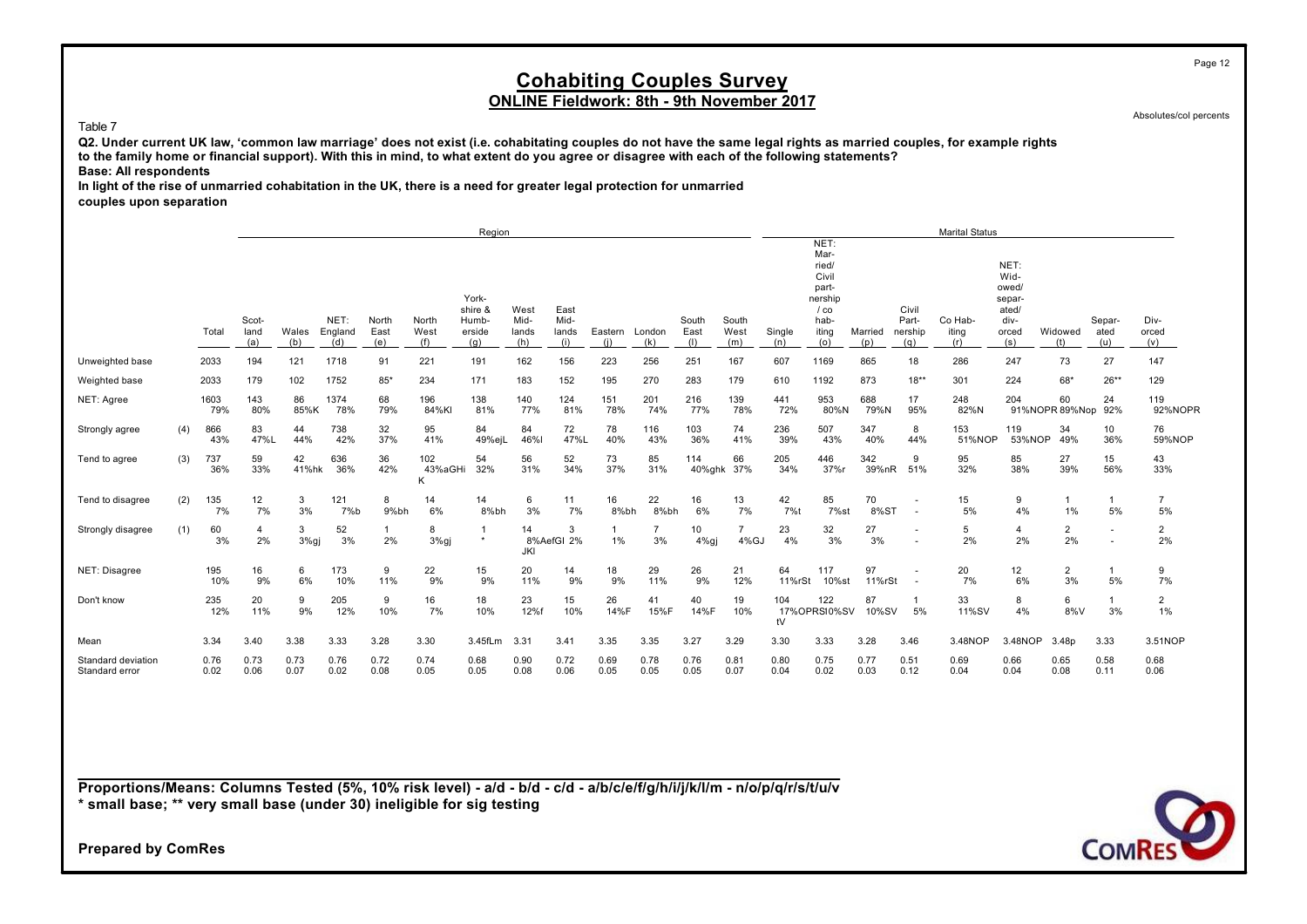# Cohabiting Couples Survey

## ONLINE Fieldwork: 8th - 9th November 2017

Absolutes/col percents

Table 7

**Q2. Under current UK law, 'common law marriage' does not exist (i.e. cohabitating couples do not have the same legal rights as married couples, for example rights to the family home or financial support). With this in mind, to what extent do you agree or disagree with each of the following statements?**
**Base: All respondents**
**In light of the rise of unmarried cohabitation in the UK, there is a need for greater legal protection for unmarried couples upon separation**

| | | | Region | | | | | | | | | | | | | Marital Status | | | | | | | | | |
|---|---|---|---|---|---|---|---|---|---|---|---|---|---|---|---|---|---|---|---|---|---|---|---|---|---|
| | | Total | Scot-land (a) | Wales (b) | NET: England (d) | North East (e) | North West (f) | York-shire & Humb-erside (g) | West Mid-lands (h) | East Mid-lands (i) | Eastern (j) | London (k) | South East (l) | South West (m) | Single (n) | NET: Mar-ried/ Civil part-nership / co hab-iting (o) | Married (p) | Civil Part-nership (q) | Co Hab-iting (r) | NET: Wid-owed/ separ-ated/ div-orced (s) | Widowed (t) | Separ-ated (u) | Div-orced (v) |
| Unweighted base | | 2033 | 194 | 121 | 1718 | 91 | 221 | 191 | 162 | 156 | 223 | 256 | 251 | 167 | 607 | 1169 | 865 | 18 | 286 | 247 | 73 | 27 | 147 |
| Weighted base | | 2033 | 179 | 102 | 1752 | 85* | 234 | 171 | 183 | 152 | 195 | 270 | 283 | 179 | 610 | 1192 | 873 | 18** | 301 | 224 | 68* | 26** | 129 |
| NET: Agree | | 1603<br>79% | 143<br>80% | 86<br>85%K | 1374<br>78% | 68<br>79% | 196<br>84%Kl | 138<br>81% | 140<br>77% | 124<br>81% | 151<br>78% | 201<br>74% | 216<br>77% | 139<br>78% | 441<br>72% | 953<br>80%N | 688<br>79%N | 17<br>95% | 248<br>82%N | 204<br>91%NOPR | 60<br>89%Nop | 24<br>92% | 119<br>92%NOPR |
| Strongly agree | (4) | 866<br>43% | 83<br>47%L | 44<br>44% | 738<br>42% | 32<br>37% | 95<br>41% | 84<br>49%ejL | 84<br>46%l | 72<br>47%L | 78<br>40% | 116<br>43% | 103<br>36% | 74<br>41% | 236<br>39% | 507<br>43% | 347<br>40% | 8<br>44% | 153<br>51%NOP | 119<br>53%NOP | 34<br>49% | 10<br>36% | 76<br>59%NOP |
| Tend to agree | (3) | 737<br>36% | 59<br>33% | 42<br>41%hk | 636<br>36% | 36<br>42% | 102<br>43%aGHi K | 54<br>32% | 56<br>31% | 52<br>34% | 73<br>37% | 85<br>31% | 114<br>40%ghk | 66<br>37% | 205<br>34% | 446<br>37%r | 342<br>39%nR | 9<br>51% | 95<br>32% | 85<br>38% | 27<br>39% | 15<br>56% | 43<br>33% |
| Tend to disagree | (2) | 135<br>7% | 12<br>7% | 3<br>3% | 121<br>7%b | 8<br>9%bh | 14<br>6% | 14<br>8%bh | 6<br>3% | 11<br>7% | 16<br>8%bh | 22<br>8%bh | 16<br>6% | 13<br>7% | 42<br>7%t | 85<br>7%st | 70<br>8%ST | -<br>- | 15<br>5% | 9<br>4% | 1<br>1% | 1<br>5% | 7<br>5% |
| Strongly disagree | (1) | 60<br>3% | 4<br>2% | 3<br>3%gj | 52<br>3% | 1<br>2% | 8<br>3%gj | 1<br>* | 14<br>8%AefGI JKl | 3<br>2% | 1<br>1% | 7<br>3% | 10<br>4%gj | 7<br>4%GJ | 23<br>4% | 32<br>3% | 27<br>3% | -<br>- | 5<br>2% | 4<br>2% | 2<br>2% | -<br>- | 2<br>2% |
| NET: Disagree | | 195<br>10% | 16<br>9% | 6<br>6% | 173<br>10% | 9<br>11% | 22<br>9% | 15<br>9% | 20<br>11% | 14<br>9% | 18<br>9% | 29<br>11% | 26<br>9% | 21<br>12% | 64<br>11%rSt | 117<br>10%st | 97<br>11%rSt | -<br>- | 20<br>7% | 12<br>6% | 2<br>3% | 1<br>5% | 9<br>7% |
| Don't know | | 235<br>12% | 20<br>11% | 9<br>9% | 205<br>12% | 9<br>10% | 16<br>7% | 18<br>10% | 23<br>12%f | 15<br>10% | 26<br>14%F | 41<br>15%F | 40<br>14%F | 19<br>10% | 104<br>17%OPRSt V | 122<br>10%SV | 87<br>10%SV | 1<br>5% | 33<br>11%SV | 8<br>4% | 6<br>8%V | 1<br>3% | 2<br>1% |
| Mean | | 3.34 | 3.40 | 3.38 | 3.33 | 3.28 | 3.30 | 3.45fLm | 3.31 | 3.41 | 3.35 | 3.35 | 3.27 | 3.29 | 3.30 | 3.33 | 3.28 | 3.46 | 3.48NOP | 3.48NOP | 3.48p | 3.33 | 3.51NOP |
| Standard deviation | | 0.76 | 0.73 | 0.73 | 0.76 | 0.72 | 0.74 | 0.68 | 0.90 | 0.72 | 0.69 | 0.78 | 0.76 | 0.81 | 0.80 | 0.75 | 0.77 | 0.51 | 0.69 | 0.66 | 0.65 | 0.58 | 0.68 |
| Standard error | | 0.02 | 0.06 | 0.07 | 0.02 | 0.08 | 0.05 | 0.05 | 0.08 | 0.06 | 0.05 | 0.05 | 0.05 | 0.07 | 0.04 | 0.02 | 0.03 | 0.12 | 0.04 | 0.04 | 0.08 | 0.11 | 0.06 |

**Proportions/Means: Columns Tested (5%, 10% risk level) - a/d - b/d - c/d - a/b/c/e/f/g/h/i/j/k/l/m - n/o/p/q/r/s/t/u/v**
**\* small base; \*\* very small base (under 30) ineligible for sig testing**

**Prepared by ComRes**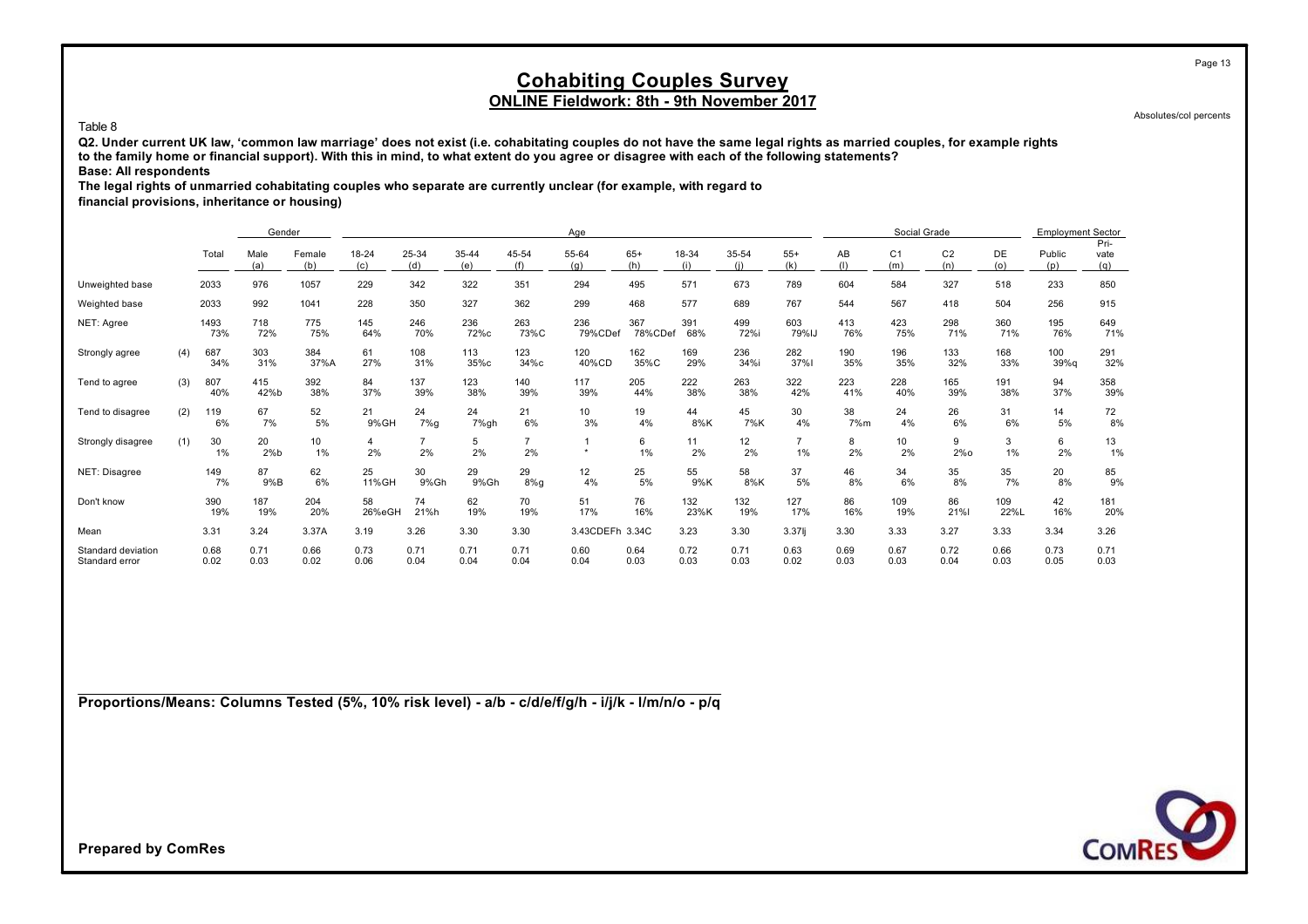# Cohabiting Couples Survey
## ONLINE Fieldwork: 8th - 9th November 2017

Absolutes/col percents

Table 8

**Q2. Under current UK law, 'common law marriage' does not exist (i.e. cohabitating couples do not have the same legal rights as married couples, for example rights to the family home or financial support). With this in mind, to what extent do you agree or disagree with each of the following statements?**

**Base: All respondents**

**The legal rights of unmarried cohabitating couples who separate are currently unclear (for example, with regard to financial provisions, inheritance or housing)**

| | | | Gender | | Age | | | | | | | | | | Social Grade | | | | Employment Sector | |
|---|---|---|---|---|---|---|---|---|---|---|---|---|---|---|---|---|---|---|---|---|
| | | Total | Male (a) | Female (b) | 18-24 (c) | 25-34 (d) | 35-44 (e) | 45-54 (f) | 55-64 (g) | 65+ (h) | 18-34 (i) | 35-54 (j) | 55+ (k) | AB (l) | C1 (m) | C2 (n) | DE (o) | Public (p) | Pri-vate (q) |
| Unweighted base | | 2033 | 976 | 1057 | 229 | 342 | 322 | 351 | 294 | 495 | 571 | 673 | 789 | 604 | 584 | 327 | 518 | 233 | 850 |
| Weighted base | | 2033 | 992 | 1041 | 228 | 350 | 327 | 362 | 299 | 468 | 577 | 689 | 767 | 544 | 567 | 418 | 504 | 256 | 915 |
| NET: Agree | | 1493 | 718 | 775 | 145 | 246 | 236 | 263 | 236 | 367 | 391 | 499 | 603 | 413 | 423 | 298 | 360 | 195 | 649 |
| | | 73% | 72% | 75% | 64% | 70% | 72%c | 73%C | 79%CDef | 78%CDef | 68% | 72%i | 79%IJ | 76% | 75% | 71% | 71% | 76% | 71% |
| Strongly agree | (4) | 687 | 303 | 384 | 61 | 108 | 113 | 123 | 120 | 162 | 169 | 236 | 282 | 190 | 196 | 133 | 168 | 100 | 291 |
| | | 34% | 31% | 37%A | 27% | 31% | 35%c | 34%c | 40%CD | 35%C | 29% | 34%i | 37%I | 35% | 35% | 32% | 33% | 39%q | 32% |
| Tend to agree | (3) | 807 | 415 | 392 | 84 | 137 | 123 | 140 | 117 | 205 | 222 | 263 | 322 | 223 | 228 | 165 | 191 | 94 | 358 |
| | | 40% | 42%b | 38% | 37% | 39% | 38% | 39% | 39% | 44% | 38% | 38% | 42% | 41% | 40% | 39% | 38% | 37% | 39% |
| Tend to disagree | (2) | 119 | 67 | 52 | 21 | 24 | 24 | 21 | 10 | 19 | 44 | 45 | 30 | 38 | 24 | 26 | 31 | 14 | 72 |
| | | 6% | 7% | 5% | 9%GH | 7%g | 7%gh | 6% | 3% | 4% | 8%K | 7%K | 4% | 7%m | 4% | 6% | 6% | 5% | 8% |
| Strongly disagree | (1) | 30 | 20 | 10 | 4 | 7 | 5 | 7 | 1 | 6 | 11 | 12 | 7 | 8 | 10 | 9 | 3 | 6 | 13 |
| | | 1% | 2%b | 1% | 2% | 2% | 2% | 2% | * | 1% | 2% | 2% | 1% | 2% | 2% | 2%o | 1% | 2% | 1% |
| NET: Disagree | | 149 | 87 | 62 | 25 | 30 | 29 | 29 | 12 | 25 | 55 | 58 | 37 | 46 | 34 | 35 | 35 | 20 | 85 |
| | | 7% | 9%B | 6% | 11%GH | 9%Gh | 9%Gh | 8%g | 4% | 5% | 9%K | 8%K | 5% | 8% | 6% | 8% | 7% | 8% | 9% |
| Don't know | | 390 | 187 | 204 | 58 | 74 | 62 | 70 | 51 | 76 | 132 | 132 | 127 | 86 | 109 | 86 | 109 | 42 | 181 |
| | | 19% | 19% | 20% | 26%eGH | 21%h | 19% | 19% | 17% | 16% | 23%K | 19% | 17% | 16% | 19% | 21%l | 22%L | 16% | 20% |
| Mean | | 3.31 | 3.24 | 3.37A | 3.19 | 3.26 | 3.30 | 3.30 | 3.43CDEFh | 3.34C | 3.23 | 3.30 | 3.37Ij | 3.30 | 3.33 | 3.27 | 3.33 | 3.34 | 3.26 |
| Standard deviation | | 0.68 | 0.71 | 0.66 | 0.73 | 0.71 | 0.71 | 0.71 | 0.60 | 0.64 | 0.72 | 0.71 | 0.63 | 0.69 | 0.67 | 0.72 | 0.66 | 0.73 | 0.71 |
| Standard error | | 0.02 | 0.03 | 0.02 | 0.06 | 0.04 | 0.04 | 0.04 | 0.04 | 0.03 | 0.03 | 0.03 | 0.02 | 0.03 | 0.03 | 0.04 | 0.03 | 0.05 | 0.03 |

**Proportions/Means: Columns Tested (5%, 10% risk level) - a/b - c/d/e/f/g/h - i/j/k - l/m/n/o - p/q**

**Prepared by ComRes**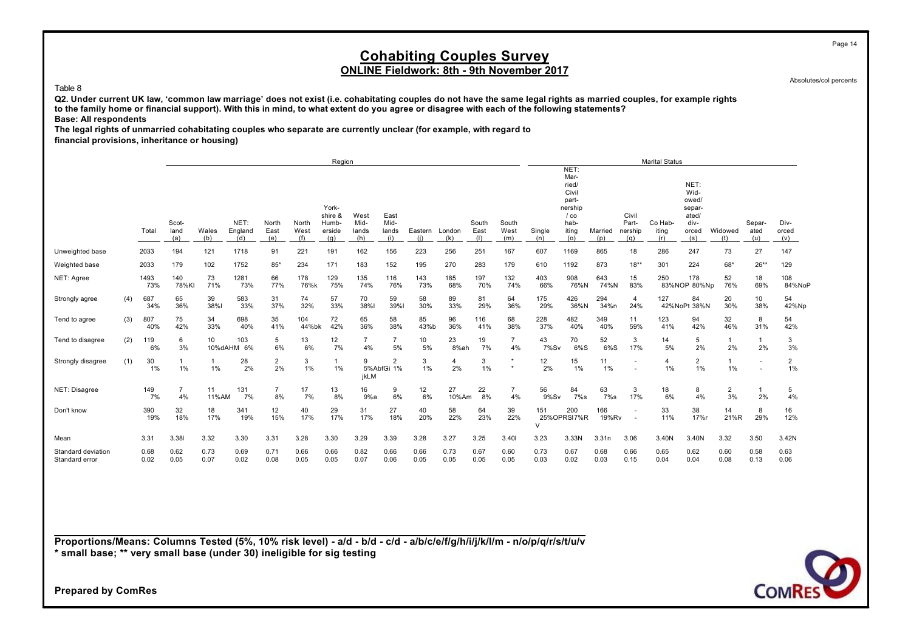# Cohabiting Couples Survey

## ONLINE Fieldwork: 8th - 9th November 2017

Absolutes/col percents

Table 8

**Q2. Under current UK law, 'common law marriage' does not exist (i.e. cohabitating couples do not have the same legal rights as married couples, for example rights to the family home or financial support). With this in mind, to what extent do you agree or disagree with each of the following statements?**

**Base: All respondents**

**The legal rights of unmarried cohabitating couples who separate are currently unclear (for example, with regard to financial provisions, inheritance or housing)**

| | | | Region | | | | | | | | | | | | | Marital Status | | | | | | | | |
|---|---|---|---|---|---|---|---|---|---|---|---|---|---|---|---|---|---|---|---|---|---|---|---|---|
| | | Total | Scot-land (a) | Wales (b) | NET: England (d) | North East (e) | North West (f) | York-shire & Humb-erside (g) | West Mid-lands (h) | East Mid-lands (i) | Eastern (j) | London (k) | South East (l) | South West (m) | Single (n) | NET: Mar-ried/ Civil part-nership / co hab-iting (o) | Married (p) | Civil Part-nership (q) | Co Hab-iting (r) | NET: Wid-owed/ separ-ated/ div-orced (s) | Widowed (t) | Separ-ated (u) | Div-orced (v) |
| Unweighted base | | 2033 | 194 | 121 | 1718 | 91 | 221 | 191 | 162 | 156 | 223 | 256 | 251 | 167 | 607 | 1169 | 865 | 18 | 286 | 247 | 73 | 27 | 147 |
| Weighted base | | 2033 | 179 | 102 | 1752 | 85* | 234 | 171 | 183 | 152 | 195 | 270 | 283 | 179 | 610 | 1192 | 873 | 18** | 301 | 224 | 68* | 26** | 129 |
| NET: Agree | | 1493<br>73% | 140<br>78%Kl | 73<br>71% | 1281<br>73% | 66<br>77% | 178<br>76%k | 129<br>75% | 135<br>74% | 116<br>76% | 143<br>73% | 185<br>68% | 197<br>70% | 132<br>74% | 403<br>66% | 908<br>76%N | 643<br>74%N | 15<br>83% | 250<br>83%NOP | 178<br>80%Np | 52<br>76% | 18<br>69% | 108<br>84%NoP |
| Strongly agree | (4) | 687<br>34% | 65<br>36% | 39<br>38%l | 583<br>33% | 31<br>37% | 74<br>32% | 57<br>33% | 70<br>38%l | 59<br>39%l | 58<br>30% | 89<br>33% | 81<br>29% | 64<br>36% | 175<br>29% | 426<br>36%N | 294<br>34%n | 4<br>24% | 127<br>42%NoPt | 84<br>38%N | 20<br>30% | 10<br>38% | 54<br>42%Np |
| Tend to agree | (3) | 807<br>40% | 75<br>42% | 34<br>33% | 698<br>40% | 35<br>41% | 104<br>44%bk | 72<br>42% | 65<br>36% | 58<br>38% | 85<br>43%b | 96<br>36% | 116<br>41% | 68<br>38% | 228<br>37% | 482<br>40% | 349<br>40% | 11<br>59% | 123<br>41% | 94<br>42% | 32<br>46% | 8<br>31% | 54<br>42% |
| Tend to disagree | (2) | 119<br>6% | 6<br>3% | 10<br>10%dAHM | 103<br>6% | 5<br>6% | 13<br>6% | 12<br>7% | 7<br>4% | 7<br>5% | 10<br>5% | 23<br>8%ah | 19<br>7% | 7<br>4% | 43<br>7%Sv | 70<br>6%S | 52<br>6%S | 3<br>17% | 14<br>5% | 5<br>2% | 1<br>2% | 1<br>2% | 3<br>3% |
| Strongly disagree | (1) | 30<br>1% | 1<br>1% | 1<br>1% | 28<br>2% | 2<br>2% | 3<br>1% | 1<br>1% | 9<br>5%AbfGi jkLM | 2<br>1% | 3<br>1% | 4<br>2% | 3<br>1% | *<br>* | 12<br>2% | 15<br>1% | 11<br>1% | -<br>- | 4<br>1% | 2<br>1% | 1<br>1% | -<br>- | 2<br>1% |
| NET: Disagree | | 149<br>7% | 7<br>4% | 11<br>11%AM | 131<br>7% | 7<br>8% | 17<br>7% | 13<br>8% | 16<br>9%a | 9<br>6% | 12<br>6% | 27<br>10%Am | 22<br>8% | 7<br>4% | 56<br>9%Sv | 84<br>7%s | 63<br>7%s | 3<br>17% | 18<br>6% | 8<br>4% | 2<br>3% | 1<br>2% | 5<br>4% |
| Don't know | | 390<br>19% | 32<br>18% | 18<br>17% | 341<br>19% | 12<br>15% | 40<br>17% | 29<br>17% | 31<br>17% | 27<br>18% | 40<br>20% | 58<br>22% | 64<br>23% | 39<br>22% | 151<br>25%OPRSl7%R V | 200<br>17%R | 166<br>19%Rv | -<br>- | 33<br>11% | 38<br>17%r | 14<br>21%R | 8<br>29% | 16<br>12% |
| Mean | | 3.31 | 3.38l | 3.32 | 3.30 | 3.31 | 3.28 | 3.30 | 3.29 | 3.39 | 3.28 | 3.27 | 3.25 | 3.40l | 3.23 | 3.33N | 3.31n | 3.06 | 3.40N | 3.40N | 3.32 | 3.50 | 3.42N |
| Standard deviation | | 0.68 | 0.62 | 0.73 | 0.69 | 0.71 | 0.66 | 0.66 | 0.82 | 0.66 | 0.66 | 0.73 | 0.67 | 0.60 | 0.73 | 0.67 | 0.68 | 0.66 | 0.65 | 0.62 | 0.60 | 0.58 | 0.63 |
| Standard error | | 0.02 | 0.05 | 0.07 | 0.02 | 0.08 | 0.05 | 0.05 | 0.07 | 0.06 | 0.05 | 0.05 | 0.05 | 0.05 | 0.03 | 0.02 | 0.03 | 0.15 | 0.04 | 0.04 | 0.08 | 0.13 | 0.06 |

**Proportions/Means: Columns Tested (5%, 10% risk level) - a/d - b/d - c/d - a/b/c/e/f/g/h/i/j/k/l/m - n/o/p/q/r/s/t/u/v**
**\* small base; \*\* very small base (under 30) ineligible for sig testing**

**Prepared by ComRes**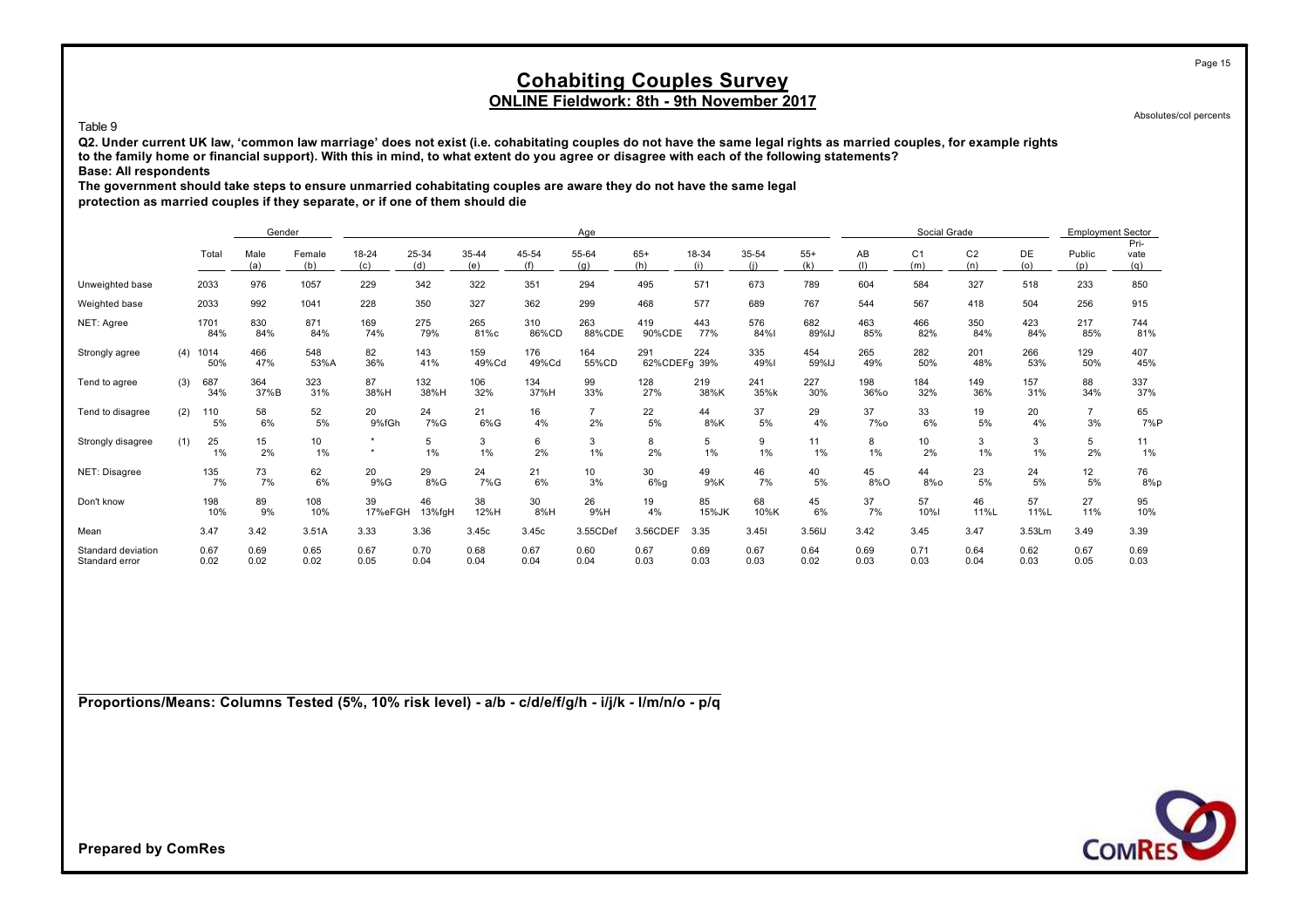# Cohabiting Couples Survey

## ONLINE Fieldwork: 8th - 9th November 2017

Absolutes/col percents

Table 9

**Q2. Under current UK law, 'common law marriage' does not exist (i.e. cohabitating couples do not have the same legal rights as married couples, for example rights to the family home or financial support). With this in mind, to what extent do you agree or disagree with each of the following statements?**

**Base: All respondents**

**The government should take steps to ensure unmarried cohabitating couples are aware they do not have the same legal protection as married couples if they separate, or if one of them should die**

| | | Total | Gender | | Age | | | | | | | | | | Social Grade | | | | Employment Sector | |
|---|---|---|---|---|---|---|---|---|---|---|---|---|---|---|---|---|---|---|---|---|
| | | | Male (a) | Female (b) | 18-24 (c) | 25-34 (d) | 35-44 (e) | 45-54 (f) | 55-64 (g) | 65+ (h) | 18-34 (i) | 35-54 (j) | 55+ (k) | AB (l) | C1 (m) | C2 (n) | DE (o) | Public (p) | Pri-vate (q) |
| Unweighted base | | 2033 | 976 | 1057 | 229 | 342 | 322 | 351 | 294 | 495 | 571 | 673 | 789 | 604 | 584 | 327 | 518 | 233 | 850 |
| Weighted base | | 2033 | 992 | 1041 | 228 | 350 | 327 | 362 | 299 | 468 | 577 | 689 | 767 | 544 | 567 | 418 | 504 | 256 | 915 |
| NET: Agree | | 1701 | 830 | 871 | 169 | 275 | 265 | 310 | 263 | 419 | 443 | 576 | 682 | 463 | 466 | 350 | 423 | 217 | 744 |
| | | 84% | 84% | 84% | 74% | 79% | 81%c | 86%CD | 88%CDE | 90%CDE | 77% | 84%I | 89%IJ | 85% | 82% | 84% | 84% | 85% | 81% |
| Strongly agree | (4) | 1014 | 466 | 548 | 82 | 143 | 159 | 176 | 164 | 291 | 224 | 335 | 454 | 265 | 282 | 201 | 266 | 129 | 407 |
| | | 50% | 47% | 53%A | 36% | 41% | 49%Cd | 49%Cd | 55%CD | 62%CDEFg | 39% | 49%I | 59%IJ | 49% | 50% | 48% | 53% | 50% | 45% |
| Tend to agree | (3) | 687 | 364 | 323 | 87 | 132 | 106 | 134 | 99 | 128 | 219 | 241 | 227 | 198 | 184 | 149 | 157 | 88 | 337 |
| | | 34% | 37%B | 31% | 38%H | 38%H | 32% | 37%H | 33% | 27% | 38%K | 35%k | 30% | 36%o | 32% | 36% | 31% | 34% | 37% |
| Tend to disagree | (2) | 110 | 58 | 52 | 20 | 24 | 21 | 16 | 7 | 22 | 44 | 37 | 29 | 37 | 33 | 19 | 20 | 7 | 65 |
| | | 5% | 6% | 5% | 9%fGh | 7%G | 6%G | 4% | 2% | 5% | 8%K | 5% | 4% | 7%o | 6% | 5% | 4% | 3% | 7%P |
| Strongly disagree | (1) | 25 | 15 | 10 | * | 5 | 3 | 6 | 3 | 8 | 5 | 9 | 11 | 8 | 10 | 3 | 3 | 5 | 11 |
| | | 1% | 2% | 1% | * | 1% | 1% | 2% | 1% | 2% | 1% | 1% | 1% | 1% | 2% | 1% | 1% | 2% | 1% |
| NET: Disagree | | 135 | 73 | 62 | 20 | 29 | 24 | 21 | 10 | 30 | 49 | 46 | 40 | 45 | 44 | 23 | 24 | 12 | 76 |
| | | 7% | 7% | 6% | 9%G | 8%G | 7%G | 6% | 3% | 6%g | 9%K | 7% | 5% | 8%O | 8%o | 5% | 5% | 5% | 8%p |
| Don't know | | 198 | 89 | 108 | 39 | 46 | 38 | 30 | 26 | 19 | 85 | 68 | 45 | 37 | 57 | 46 | 57 | 27 | 95 |
| | | 10% | 9% | 10% | 17%eFGH | 13%fgH | 12%H | 8%H | 9%H | 4% | 15%JK | 10%K | 6% | 7% | 10%l | 11%L | 11%L | 11% | 10% |
| Mean | | 3.47 | 3.42 | 3.51A | 3.33 | 3.36 | 3.45c | 3.45c | 3.55CDef | 3.56CDEF | 3.35 | 3.45I | 3.56IJ | 3.42 | 3.45 | 3.47 | 3.53Lm | 3.49 | 3.39 |
| Standard deviation | | 0.67 | 0.69 | 0.65 | 0.67 | 0.70 | 0.68 | 0.67 | 0.60 | 0.67 | 0.69 | 0.67 | 0.64 | 0.69 | 0.71 | 0.64 | 0.62 | 0.67 | 0.69 |
| Standard error | | 0.02 | 0.02 | 0.02 | 0.05 | 0.04 | 0.04 | 0.04 | 0.04 | 0.03 | 0.03 | 0.03 | 0.02 | 0.03 | 0.03 | 0.04 | 0.03 | 0.05 | 0.03 |

**Proportions/Means: Columns Tested (5%, 10% risk level) - a/b - c/d/e/f/g/h - i/j/k - l/m/n/o - p/q**

**Prepared by ComRes**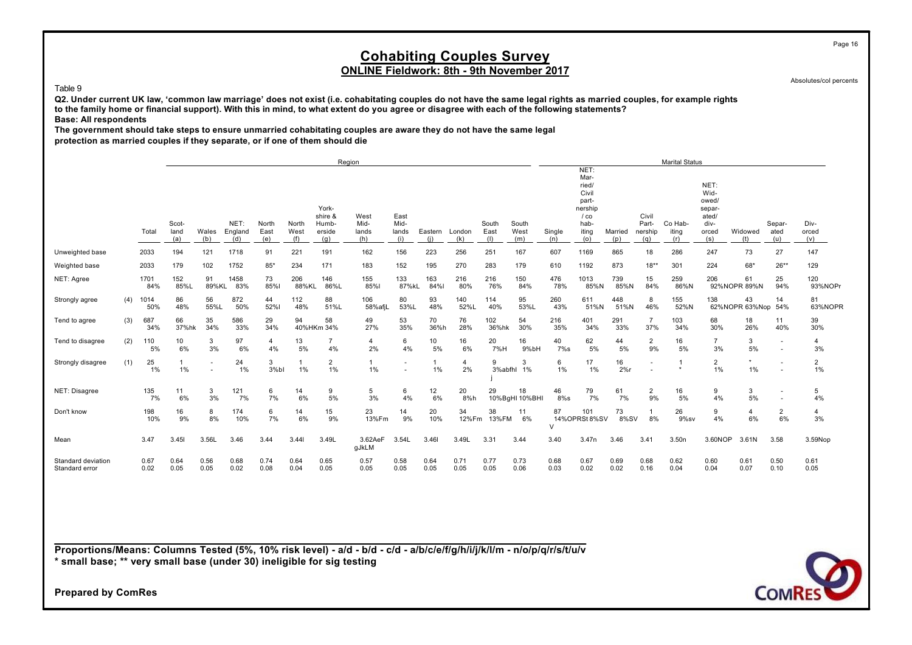# Cohabiting Couples Survey

## ONLINE Fieldwork: 8th - 9th November 2017

Absolutes/col percents

Table 9

**Q2. Under current UK law, 'common law marriage' does not exist (i.e. cohabitating couples do not have the same legal rights as married couples, for example rights to the family home or financial support). With this in mind, to what extent do you agree or disagree with each of the following statements?**

**Base: All respondents**

**The government should take steps to ensure unmarried cohabitating couples are aware they do not have the same legal protection as married couples if they separate, or if one of them should die**

| | | | Region | | | | | | | | | | | | | Marital Status | | | | | | | | |
|---|---|---|---|---|---|---|---|---|---|---|---|---|---|---|---|---|---|---|---|---|---|---|---|---|
| | | Total | Scot-land (a) | Wales (b) | NET: England (d) | North East (e) | North West (f) | York-shire & Humb-erside (g) | West Mid-lands (h) | East Mid-lands (i) | Eastern (j) | London (k) | South East (l) | South West (m) | Single (n) | NET: Mar-ried/ Civil part-nership / co hab-iting (o) | Married (p) | Civil Part-nership (q) | Co Hab-iting (r) | NET: Wid-owed/ separ-ated/ div-orced (s) | Widowed (t) | Separ-ated (u) | Div-orced (v) |
| Unweighted base | | 2033 | 194 | 121 | 1718 | 91 | 221 | 191 | 162 | 156 | 223 | 256 | 251 | 167 | 607 | 1169 | 865 | 18 | 286 | 247 | 73 | 27 | 147 |
| Weighted base | | 2033 | 179 | 102 | 1752 | 85* | 234 | 171 | 183 | 152 | 195 | 270 | 283 | 179 | 610 | 1192 | 873 | 18** | 301 | 224 | 68* | 26** | 129 |
| NET: Agree | | 1701<br>84% | 152<br>85%L | 91<br>89%KL | 1458<br>83% | 73<br>85%I | 206<br>88%KL | 146<br>86%L | 155<br>85%I | 133<br>87%kL | 163<br>84%I | 216<br>80% | 216<br>76% | 150<br>84% | 476<br>78% | 1013<br>85%N | 739<br>85%N | 15<br>84% | 259<br>86%N | 206<br>92%NOPR | 61<br>89%N | 25<br>94% | 120<br>93%NOPr |
| Strongly agree | (4) | 1014<br>50% | 86<br>48% | 56<br>55%L | 872<br>50% | 44<br>52%I | 112<br>48% | 88<br>51%L | 106<br>58%afjL | 80<br>53%L | 93<br>48% | 140<br>52%L | 114<br>40% | 95<br>53%L | 260<br>43% | 611<br>51%N | 448<br>51%N | 8<br>46% | 155<br>52%N | 138<br>62%NOPR | 43<br>63%Nop | 14<br>54% | 81<br>63%NOPR |
| Tend to agree | (3) | 687<br>34% | 66<br>37%hk | 35<br>34% | 586<br>33% | 29<br>34% | 94<br>40%HKm | 58<br>34% | 49<br>27% | 53<br>35% | 70<br>36%h | 76<br>28% | 102<br>36%hk | 54<br>30% | 216<br>35% | 401<br>34% | 291<br>33% | 7<br>37% | 103<br>34% | 68<br>30% | 18<br>26% | 11<br>40% | 39<br>30% |
| Tend to disagree | (2) | 110<br>5% | 10<br>6% | 3<br>3% | 97<br>6% | 4<br>4% | 13<br>5% | 7<br>4% | 4<br>2% | 6<br>4% | 10<br>5% | 16<br>6% | 20<br>7%H | 16<br>9%bH | 40<br>7%s | 62<br>5% | 44<br>5% | 2<br>9% | 16<br>5% | 7<br>3% | 3<br>5% | -<br>- | 4<br>3% |
| Strongly disagree | (1) | 25<br>1% | 1<br>1% | -<br>- | 24<br>1% | 3<br>3%bI | 1<br>1% | 2<br>1% | 1<br>1% | -<br>- | 1<br>1% | 4<br>2% | 9<br>3%abfhIj | 3<br>1% | 6<br>1% | 17<br>1% | 16<br>2%r | -<br>- | 1<br>* | 2<br>1% | *<br>1% | -<br>- | 2<br>1% |
| NET: Disagree | | 135<br>7% | 11<br>6% | 3<br>3% | 121<br>7% | 6<br>7% | 14<br>6% | 9<br>5% | 5<br>3% | 6<br>4% | 12<br>6% | 20<br>8%h | 29<br>10%BgHI | 18<br>10%BHI | 46<br>8%s | 79<br>7% | 61<br>7% | 2<br>9% | 16<br>5% | 9<br>4% | 3<br>5% | -<br>- | 5<br>4% |
| Don't know | | 198<br>10% | 16<br>9% | 8<br>8% | 174<br>10% | 6<br>7% | 14<br>6% | 15<br>9% | 23<br>13%Fm | 14<br>9% | 20<br>10% | 34<br>12%Fm | 38<br>13%FM | 11<br>6% | 87<br>14%OPRSt<br>V | 101<br>8%SV | 73<br>8%SV | 1<br>8% | 26<br>9%sv | 9<br>4% | 4<br>6% | 2<br>6% | 4<br>3% |
| Mean | | 3.47 | 3.45I | 3.56L | 3.46 | 3.44 | 3.44I | 3.49L | 3.62AeF gJkLM | 3.54L | 3.46I | 3.49L | 3.31 | 3.44 | 3.40 | 3.47n | 3.46 | 3.41 | 3.50n | 3.60NOP | 3.61N | 3.58 | 3.59Nop |
| Standard deviation | | 0.67 | 0.64 | 0.56 | 0.68 | 0.74 | 0.64 | 0.65 | 0.57 | 0.58 | 0.64 | 0.71 | 0.77 | 0.73 | 0.68 | 0.67 | 0.69 | 0.68 | 0.62 | 0.60 | 0.61 | 0.50 | 0.61 |
| Standard error | | 0.02 | 0.05 | 0.05 | 0.02 | 0.08 | 0.04 | 0.05 | 0.05 | 0.05 | 0.05 | 0.05 | 0.05 | 0.06 | 0.03 | 0.02 | 0.02 | 0.16 | 0.04 | 0.04 | 0.07 | 0.10 | 0.05 |

**Proportions/Means: Columns Tested (5%, 10% risk level) - a/d - b/d - c/d - a/b/c/e/f/g/h/i/j/k/l/m - n/o/p/q/r/s/t/u/v**
**\* small base; \*\* very small base (under 30) ineligible for sig testing**

**Prepared by ComRes**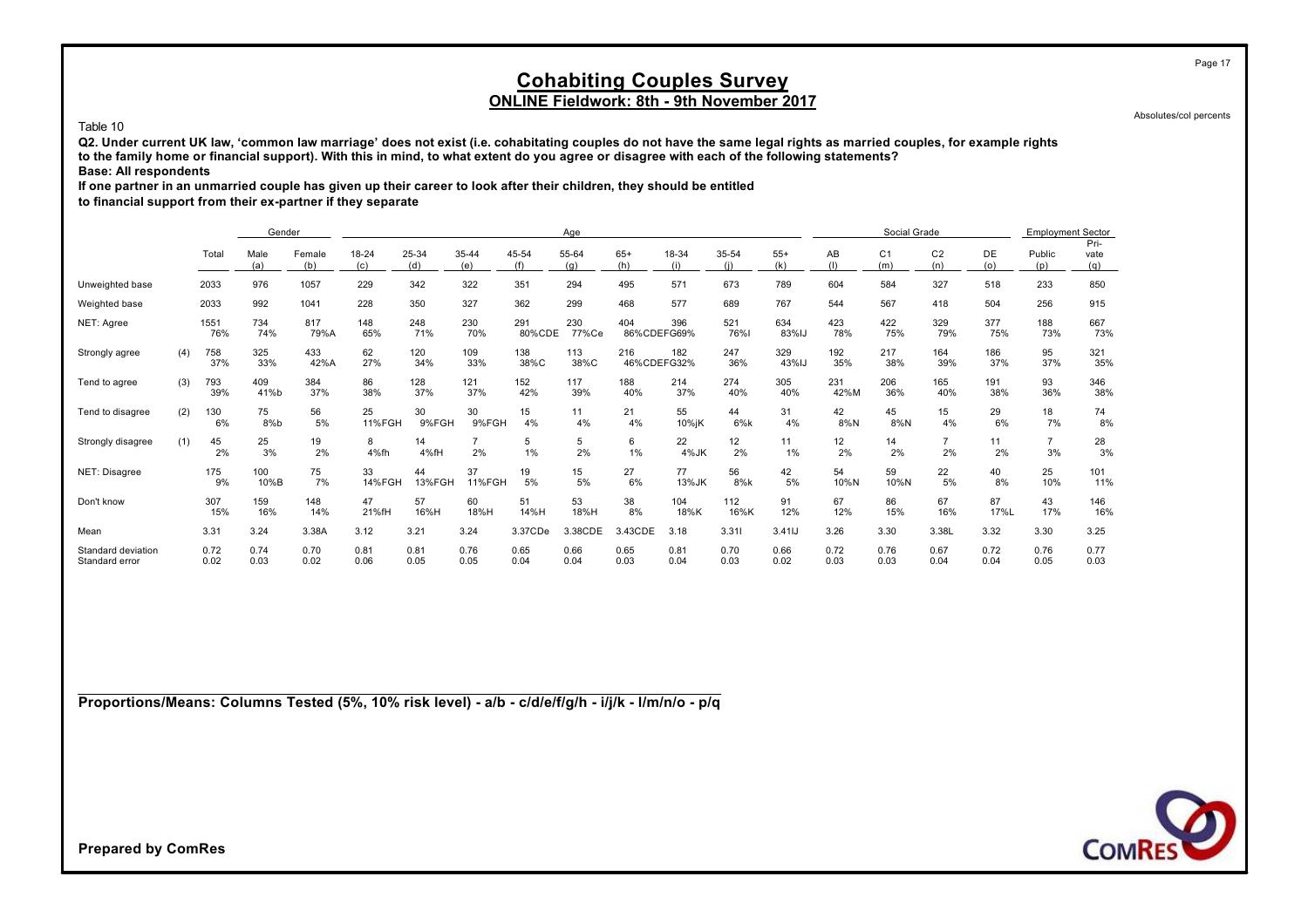# Cohabiting Couples Survey

## ONLINE Fieldwork: 8th - 9th November 2017

Absolutes/col percents

Table 10

**Q2. Under current UK law, 'common law marriage' does not exist (i.e. cohabitating couples do not have the same legal rights as married couples, for example rights to the family home or financial support). With this in mind, to what extent do you agree or disagree with each of the following statements?**

**Base: All respondents**

**If one partner in an unmarried couple has given up their career to look after their children, they should be entitled to financial support from their ex-partner if they separate**

| | | | Gender | | Age | | | | | | | | | | Social Grade | | | | Employment Sector | |
|---|---|---|---|---|---|---|---|---|---|---|---|---|---|---|---|---|---|---|---|---|
| | | Total | Male (a) | Female (b) | 18-24 (c) | 25-34 (d) | 35-44 (e) | 45-54 (f) | 55-64 (g) | 65+ (h) | 18-34 (i) | 35-54 (j) | 55+ (k) | AB (l) | C1 (m) | C2 (n) | DE (o) | Public (p) | Pri-vate (q) |
| Unweighted base | | 2033 | 976 | 1057 | 229 | 342 | 322 | 351 | 294 | 495 | 571 | 673 | 789 | 604 | 584 | 327 | 518 | 233 | 850 |
| Weighted base | | 2033 | 992 | 1041 | 228 | 350 | 327 | 362 | 299 | 468 | 577 | 689 | 767 | 544 | 567 | 418 | 504 | 256 | 915 |
| NET: Agree | | 1551<br>76% | 734<br>74% | 817<br>79%A | 148<br>65% | 248<br>71% | 230<br>70% | 291<br>80%CDE | 230<br>77%Ce | 404<br>86%CDEFG | 396<br>69% | 521<br>76%I | 634<br>83%IJ | 423<br>78% | 422<br>75% | 329<br>79% | 377<br>75% | 188<br>73% | 667<br>73% |
| Strongly agree | (4) | 758<br>37% | 325<br>33% | 433<br>42%A | 62<br>27% | 120<br>34% | 109<br>33% | 138<br>38%C | 113<br>38%C | 216<br>46%CDEFG | 182<br>32% | 247<br>36% | 329<br>43%IJ | 192<br>35% | 217<br>38% | 164<br>39% | 186<br>37% | 95<br>37% | 321<br>35% |
| Tend to agree | (3) | 793<br>39% | 409<br>41%b | 384<br>37% | 86<br>38% | 128<br>37% | 121<br>37% | 152<br>42% | 117<br>39% | 188<br>40% | 214<br>37% | 274<br>40% | 305<br>40% | 231<br>42%M | 206<br>36% | 165<br>40% | 191<br>38% | 93<br>36% | 346<br>38% |
| Tend to disagree | (2) | 130<br>6% | 75<br>8%b | 56<br>5% | 25<br>11%FGH | 30<br>9%FGH | 30<br>9%FGH | 15<br>4% | 11<br>4% | 21<br>4% | 55<br>10%jK | 44<br>6%k | 31<br>4% | 42<br>8%N | 45<br>8%N | 15<br>4% | 29<br>6% | 18<br>7% | 74<br>8% |
| Strongly disagree | (1) | 45<br>2% | 25<br>3% | 19<br>2% | 8<br>4%fh | 14<br>4%fH | 7<br>2% | 5<br>1% | 5<br>2% | 6<br>1% | 22<br>4%JK | 12<br>2% | 11<br>1% | 12<br>2% | 14<br>2% | 7<br>2% | 11<br>2% | 7<br>3% | 28<br>3% |
| NET: Disagree | | 175<br>9% | 100<br>10%B | 75<br>7% | 33<br>14%FGH | 44<br>13%FGH | 37<br>11%FGH | 19<br>5% | 15<br>5% | 27<br>6% | 77<br>13%JK | 56<br>8%k | 42<br>5% | 54<br>10%N | 59<br>10%N | 22<br>5% | 40<br>8% | 25<br>10% | 101<br>11% |
| Don't know | | 307<br>15% | 159<br>16% | 148<br>14% | 47<br>21%fH | 57<br>16%H | 60<br>18%H | 51<br>14%H | 53<br>18%H | 38<br>8% | 104<br>18%K | 112<br>16%K | 91<br>12% | 67<br>12% | 86<br>15% | 67<br>16% | 87<br>17%L | 43<br>17% | 146<br>16% |
| Mean | | 3.31 | 3.24 | 3.38A | 3.12 | 3.21 | 3.24 | 3.37CDe | 3.38CDE | 3.43CDE | 3.18 | 3.31I | 3.41IJ | 3.26 | 3.30 | 3.38L | 3.32 | 3.30 | 3.25 |
| Standard deviation | | 0.72 | 0.74 | 0.70 | 0.81 | 0.81 | 0.76 | 0.65 | 0.66 | 0.65 | 0.81 | 0.70 | 0.66 | 0.72 | 0.76 | 0.67 | 0.72 | 0.76 | 0.77 |
| Standard error | | 0.02 | 0.03 | 0.02 | 0.06 | 0.05 | 0.05 | 0.04 | 0.04 | 0.03 | 0.04 | 0.03 | 0.02 | 0.03 | 0.03 | 0.04 | 0.04 | 0.05 | 0.03 |

**Proportions/Means: Columns Tested (5%, 10% risk level) - a/b - c/d/e/f/g/h - i/j/k - l/m/n/o - p/q**

**Prepared by ComRes**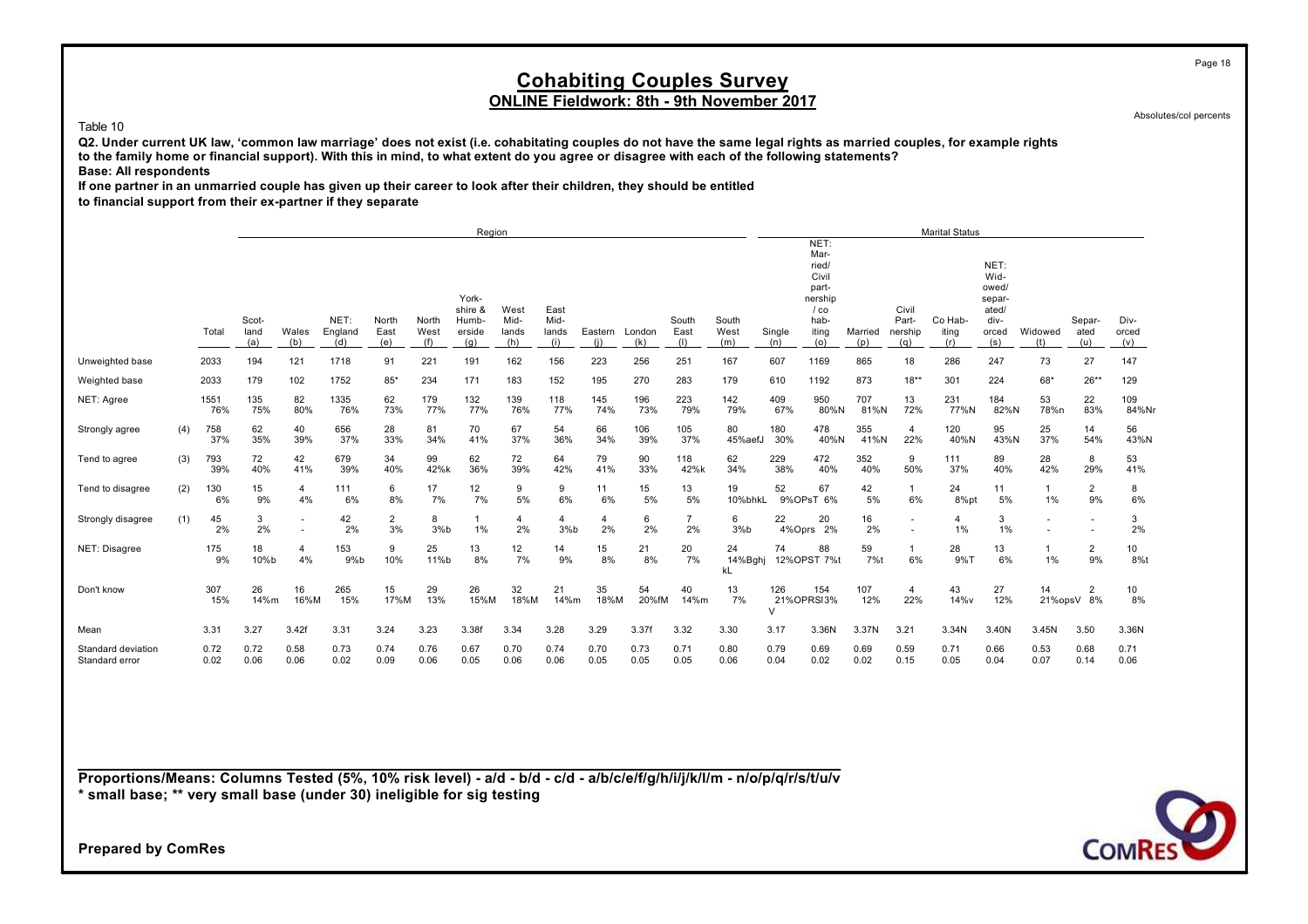# Cohabiting Couples Survey

## ONLINE Fieldwork: 8th - 9th November 2017

Absolutes/col percents

Table 10

**Q2. Under current UK law, 'common law marriage' does not exist (i.e. cohabitating couples do not have the same legal rights as married couples, for example rights to the family home or financial support). With this in mind, to what extent do you agree or disagree with each of the following statements?**

**Base: All respondents**

**If one partner in an unmarried couple has given up their career to look after their children, they should be entitled to financial support from their ex-partner if they separate**

| | | | Region | | | | | | | | | | | | Marital Status | | | | | | | | |
|---|---|---|---|---|---|---|---|---|---|---|---|---|---|---|---|---|---|---|---|---|---|---|---|
| | | Total | Scotland (a) | Wales (b) | NET: England (d) | North East (e) | North West (f) | Yorkshire & Humberside (g) | West Midlands (h) | East Midlands (i) | Eastern (j) | London (k) | South East (l) | South West (m) | Single (n) | NET: Married/ Civil partnership / co habiting (o) | Married (p) | Civil Partnership (q) | Co Habiting (r) | NET: Widowed/ separated/ divorced (s) | Widowed (t) | Separated (u) | Divorced (v) |
| Unweighted base | | 2033 | 194 | 121 | 1718 | 91 | 221 | 191 | 162 | 156 | 223 | 256 | 251 | 167 | 607 | 1169 | 865 | 18 | 286 | 247 | 73 | 27 | 147 |
| Weighted base | | 2033 | 179 | 102 | 1752 | 85* | 234 | 171 | 183 | 152 | 195 | 270 | 283 | 179 | 610 | 1192 | 873 | 18** | 301 | 224 | 68* | 26** | 129 |
| NET: Agree | | 1551<br>76% | 135<br>75% | 82<br>80% | 1335<br>76% | 62<br>73% | 179<br>77% | 132<br>77% | 139<br>76% | 118<br>77% | 145<br>74% | 196<br>73% | 223<br>79% | 142<br>79% | 409<br>67% | 950<br>80%N | 707<br>81%N | 13<br>72% | 231<br>77%N | 184<br>82%N | 53<br>78%n | 22<br>83% | 109<br>84%Nr |
| Strongly agree | (4) | 758<br>37% | 62<br>35% | 40<br>39% | 656<br>37% | 28<br>33% | 81<br>34% | 70<br>41% | 67<br>37% | 54<br>36% | 66<br>34% | 106<br>39% | 105<br>37% | 80<br>45%aefJ | 180<br>30% | 478<br>40%N | 355<br>41%N | 4<br>22% | 120<br>40%N | 95<br>43%N | 25<br>37% | 14<br>54% | 56<br>43%N |
| Tend to agree | (3) | 793<br>39% | 72<br>40% | 42<br>41% | 679<br>39% | 34<br>40% | 99<br>42%k | 62<br>36% | 72<br>39% | 64<br>42% | 79<br>41% | 90<br>33% | 118<br>42%k | 62<br>34% | 229<br>38% | 472<br>40% | 352<br>40% | 9<br>50% | 111<br>37% | 89<br>40% | 28<br>42% | 8<br>29% | 53<br>41% |
| Tend to disagree | (2) | 130<br>6% | 15<br>9% | 4<br>4% | 111<br>6% | 6<br>8% | 17<br>7% | 12<br>7% | 9<br>5% | 9<br>6% | 11<br>6% | 15<br>5% | 13<br>5% | 19<br>10%bhkL | 52<br>9%OPsT | 67<br>6% | 42<br>5% | 1<br>6% | 24<br>8%pt | 11<br>5% | 1<br>1% | 2<br>9% | 8<br>6% |
| Strongly disagree | (1) | 45<br>2% | 3<br>2% | -<br>- | 42<br>2% | 2<br>3% | 8<br>3%b | 1<br>1% | 4<br>2% | 4<br>3%b | 4<br>2% | 6<br>2% | 7<br>2% | 6<br>3%b | 22<br>4%Oprs | 20<br>2% | 16<br>2% | -<br>- | 4<br>1% | 3<br>1% | -<br>- | -<br>- | 3<br>2% |
| NET: Disagree | | 175<br>9% | 18<br>10%b | 4<br>4% | 153<br>9%b | 9<br>10% | 25<br>11%b | 13<br>8% | 12<br>7% | 14<br>9% | 15<br>8% | 21<br>8% | 20<br>7% | 24<br>14%BghjkL | 74<br>12%OPST | 88<br>7%t | 59<br>7%t | 1<br>6% | 28<br>9%T | 13<br>6% | 1<br>1% | 2<br>9% | 10<br>8%t |
| Don't know | | 307<br>15% | 26<br>14%m | 16<br>16%M | 265<br>15% | 15<br>17%M | 29<br>13% | 26<br>15%M | 32<br>18%M | 21<br>14%m | 35<br>18%M | 54<br>20%fM | 40<br>14%m | 13<br>7% | 126<br>21%OPRSV | 154<br>13% | 107<br>12% | 4<br>22% | 43<br>14%v | 27<br>12% | 14<br>21%opsV | 2<br>8% | 10<br>8% |
| Mean | | 3.31 | 3.27 | 3.42f | 3.31 | 3.24 | 3.23 | 3.38f | 3.34 | 3.28 | 3.29 | 3.37f | 3.32 | 3.30 | 3.17 | 3.36N | 3.37N | 3.21 | 3.34N | 3.40N | 3.45N | 3.50 | 3.36N |
| Standard deviation | | 0.72 | 0.72 | 0.58 | 0.73 | 0.74 | 0.76 | 0.67 | 0.70 | 0.74 | 0.70 | 0.73 | 0.71 | 0.80 | 0.79 | 0.69 | 0.69 | 0.59 | 0.71 | 0.66 | 0.53 | 0.68 | 0.71 |
| Standard error | | 0.02 | 0.06 | 0.06 | 0.02 | 0.09 | 0.06 | 0.05 | 0.06 | 0.06 | 0.05 | 0.05 | 0.05 | 0.06 | 0.04 | 0.02 | 0.02 | 0.15 | 0.05 | 0.04 | 0.07 | 0.14 | 0.06 |

**Proportions/Means: Columns Tested (5%, 10% risk level) - a/d - b/d - c/d - a/b/c/e/f/g/h/i/j/k/l/m - n/o/p/q/r/s/t/u/v**
**\* small base; \*\* very small base (under 30) ineligible for sig testing**

**Prepared by ComRes**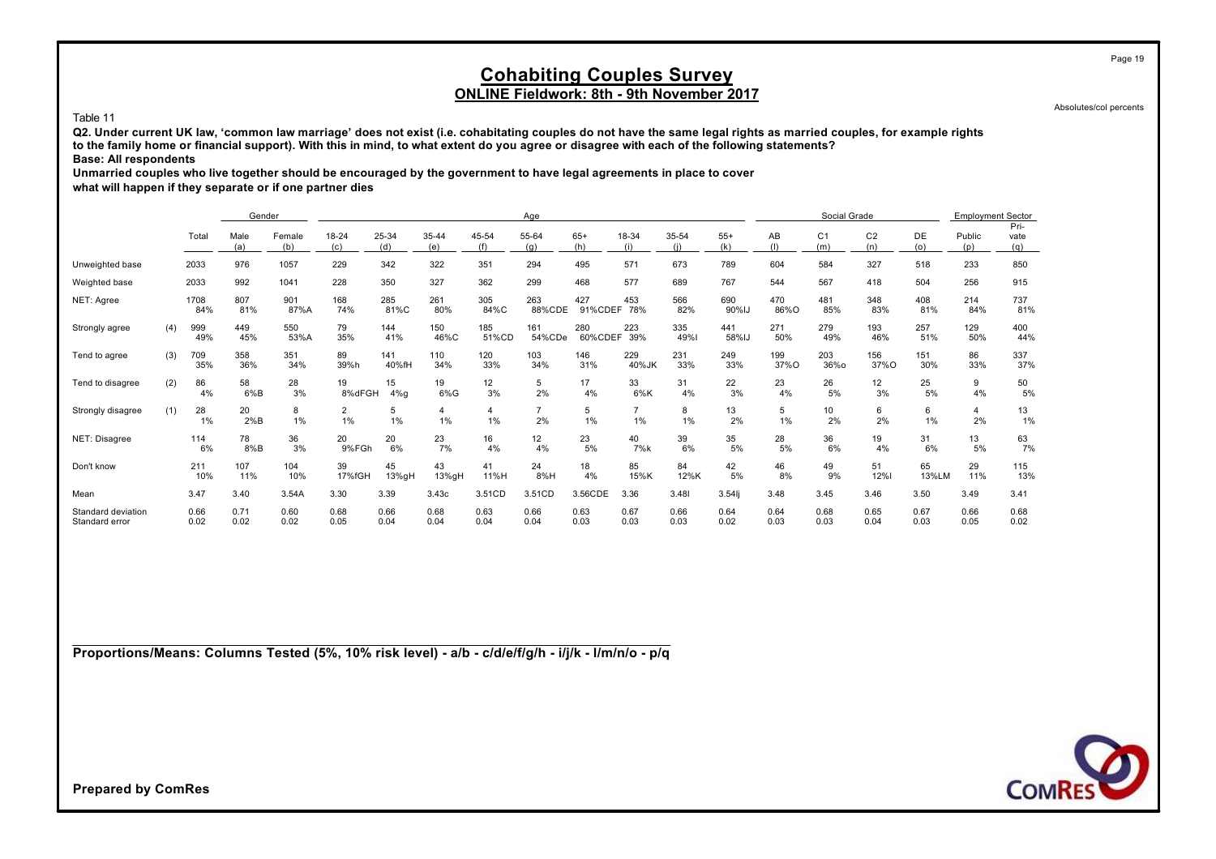# Cohabiting Couples Survey

## ONLINE Fieldwork: 8th - 9th November 2017

Absolutes/col percents

Table 11

**Q2. Under current UK law, 'common law marriage' does not exist (i.e. cohabitating couples do not have the same legal rights as married couples, for example rights to the family home or financial support). With this in mind, to what extent do you agree or disagree with each of the following statements?**

**Base: All respondents**

**Unmarried couples who live together should be encouraged by the government to have legal agreements in place to cover what will happen if they separate or if one partner dies**

| | | | Gender | | Age | | | | | | | | | | Social Grade | | | | Employment Sector | |
|---|---|---|---|---|---|---|---|---|---|---|---|---|---|---|---|---|---|---|---|---|
| | | Total | Male (a) | Female (b) | 18-24 (c) | 25-34 (d) | 35-44 (e) | 45-54 (f) | 55-64 (g) | 65+ (h) | 18-34 (i) | 35-54 (j) | 55+ (k) | AB (l) | C1 (m) | C2 (n) | DE (o) | Public (p) | Private (q) |
| Unweighted base | | 2033 | 976 | 1057 | 229 | 342 | 322 | 351 | 294 | 495 | 571 | 673 | 789 | 604 | 584 | 327 | 518 | 233 | 850 |
| Weighted base | | 2033 | 992 | 1041 | 228 | 350 | 327 | 362 | 299 | 468 | 577 | 689 | 767 | 544 | 567 | 418 | 504 | 256 | 915 |
| NET: Agree | | 1708 | 807 | 901 | 168 | 285 | 261 | 305 | 263 | 427 | 453 | 566 | 690 | 470 | 481 | 348 | 408 | 214 | 737 |
| | | 84% | 81% | 87%A | 74% | 81%C | 80% | 84%C | 88%CDE | 91%CDEF | 78% | 82% | 90%IJ | 86%O | 85% | 83% | 81% | 84% | 81% |
| Strongly agree | (4) | 999 | 449 | 550 | 79 | 144 | 150 | 185 | 161 | 280 | 223 | 335 | 441 | 271 | 279 | 193 | 257 | 129 | 400 |
| | | 49% | 45% | 53%A | 35% | 41% | 46%C | 51%CD | 54%CDe | 60%CDEF | 39% | 49%I | 58%IJ | 50% | 49% | 46% | 51% | 50% | 44% |
| Tend to agree | (3) | 709 | 358 | 351 | 89 | 141 | 110 | 120 | 103 | 146 | 229 | 231 | 249 | 199 | 203 | 156 | 151 | 86 | 337 |
| | | 35% | 36% | 34% | 39%h | 40%fH | 34% | 33% | 34% | 31% | 40%JK | 33% | 33% | 37%O | 36%o | 37%O | 30% | 33% | 37% |
| Tend to disagree | (2) | 86 | 58 | 28 | 19 | 15 | 19 | 12 | 5 | 17 | 33 | 31 | 22 | 23 | 26 | 12 | 25 | 9 | 50 |
| | | 4% | 6%B | 3% | 8%dFGH | 4%g | 6%G | 3% | 2% | 4% | 6%K | 4% | 3% | 4% | 5% | 3% | 5% | 4% | 5% |
| Strongly disagree | (1) | 28 | 20 | 8 | 2 | 5 | 4 | 4 | 7 | 5 | 7 | 8 | 13 | 5 | 10 | 6 | 6 | 4 | 13 |
| | | 1% | 2%B | 1% | 1% | 1% | 1% | 1% | 2% | 1% | 1% | 1% | 2% | 1% | 2% | 2% | 1% | 2% | 1% |
| NET: Disagree | | 114 | 78 | 36 | 20 | 20 | 23 | 16 | 12 | 23 | 40 | 39 | 35 | 28 | 36 | 19 | 31 | 13 | 63 |
| | | 6% | 8%B | 3% | 9%FGh | 6% | 7% | 4% | 4% | 5% | 7%k | 6% | 5% | 5% | 6% | 4% | 6% | 5% | 7% |
| Don't know | | 211 | 107 | 104 | 39 | 45 | 43 | 41 | 24 | 18 | 85 | 84 | 42 | 46 | 49 | 51 | 65 | 29 | 115 |
| | | 10% | 11% | 10% | 17%fGH | 13%gH | 13%gH | 11%H | 8%H | 4% | 15%K | 12%K | 5% | 8% | 9% | 12%l | 13%LM | 11% | 13% |
| Mean | | 3.47 | 3.40 | 3.54A | 3.30 | 3.39 | 3.43c | 3.51CD | 3.51CD | 3.56CDE | 3.36 | 3.48I | 3.54Ij | 3.48 | 3.45 | 3.46 | 3.50 | 3.49 | 3.41 |
| Standard deviation | | 0.66 | 0.71 | 0.60 | 0.68 | 0.66 | 0.68 | 0.63 | 0.66 | 0.63 | 0.67 | 0.66 | 0.64 | 0.64 | 0.68 | 0.65 | 0.67 | 0.66 | 0.68 |
| Standard error | | 0.02 | 0.02 | 0.02 | 0.05 | 0.04 | 0.04 | 0.04 | 0.04 | 0.03 | 0.03 | 0.03 | 0.02 | 0.03 | 0.03 | 0.04 | 0.03 | 0.05 | 0.02 |

**Proportions/Means: Columns Tested (5%, 10% risk level) - a/b - c/d/e/f/g/h - i/j/k - l/m/n/o - p/q**

**Prepared by ComRes**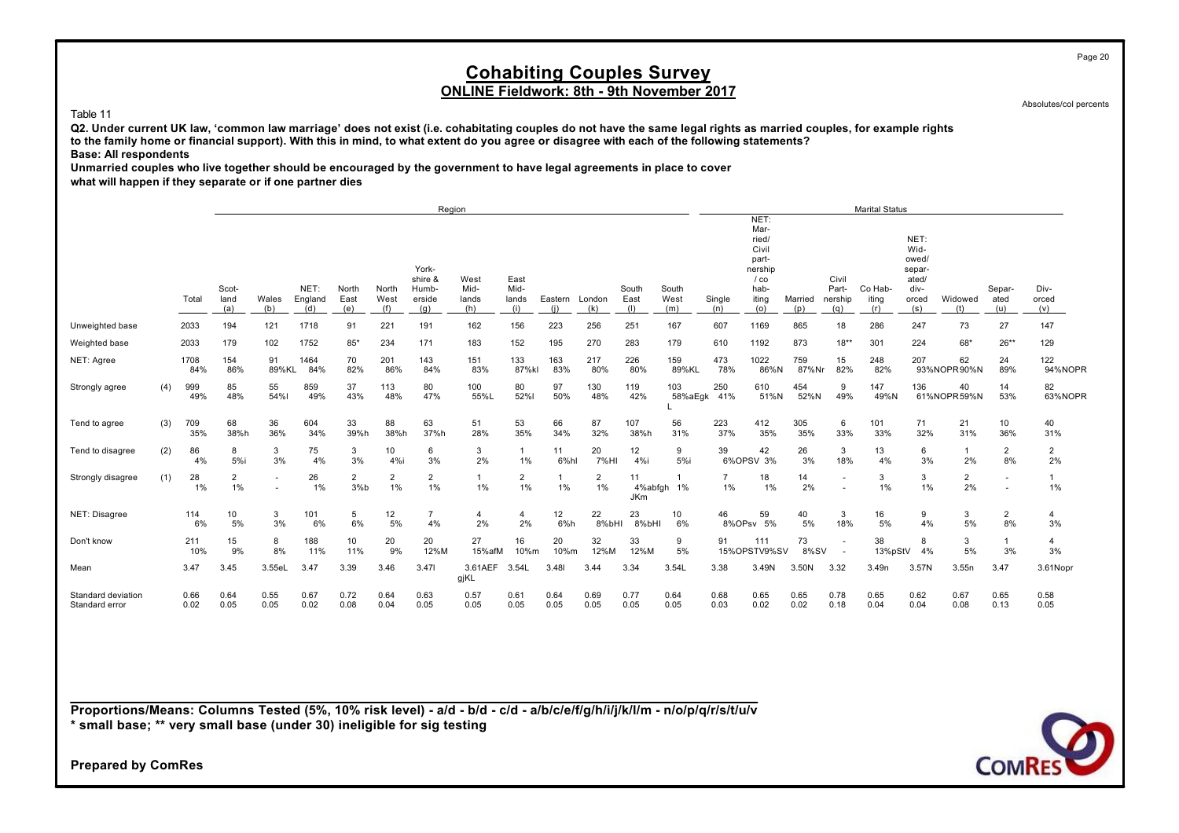# Cohabiting Couples Survey

## ONLINE Fieldwork: 8th - 9th November 2017

Absolutes/col percents

Table 11

**Q2. Under current UK law, 'common law marriage' does not exist (i.e. cohabitating couples do not have the same legal rights as married couples, for example rights to the family home or financial support). With this in mind, to what extent do you agree or disagree with each of the following statements?**

**Base: All respondents**

**Unmarried couples who live together should be encouraged by the government to have legal agreements in place to cover what will happen if they separate or if one partner dies**

| | | | Region | | | | | | | | | | | | | Marital Status | | | | | | | | | |
|---|---|---|---|---|---|---|---|---|---|---|---|---|---|---|---|---|---|---|---|---|---|---|---|---|---|
| | | Total | Scotland (a) | Wales (b) | NET: England (d) | North East (e) | North West (f) | Yorkshire & Humberside (g) | West Midlands (h) | East Midlands (i) | Eastern (j) | London (k) | South East (l) | South West (m) | Single (n) | NET: Married/Civil partnership / cohabiting (o) | Married (p) | Civil Partnership (q) | Co Habiting (r) | NET: Widowed/ separated/ divorced (s) | Widowed (t) | Separated (u) | Divorced (v) |
| Unweighted base | | 2033 | 194 | 121 | 1718 | 91 | 221 | 191 | 162 | 156 | 223 | 256 | 251 | 167 | 607 | 1169 | 865 | 18 | 286 | 247 | 73 | 27 | 147 |
| Weighted base | | 2033 | 179 | 102 | 1752 | 85* | 234 | 171 | 183 | 152 | 195 | 270 | 283 | 179 | 610 | 1192 | 873 | 18** | 301 | 224 | 68* | 26** | 129 |
| NET: Agree | | 1708<br>84% | 154<br>86% | 91<br>89%KL | 1464<br>84% | 70<br>82% | 201<br>86% | 143<br>84% | 151<br>83% | 133<br>87%kl | 163<br>83% | 217<br>80% | 226<br>80% | 159<br>89%KL | 473<br>78% | 1022<br>86%N | 759<br>87%Nr | 15<br>82% | 248<br>82% | 207<br>93%NOPR | 62<br>90%N | 24<br>89% | 122<br>94%NOPR |
| Strongly agree | (4) | 999<br>49% | 85<br>48% | 55<br>54%l | 859<br>49% | 37<br>43% | 113<br>48% | 80<br>47% | 100<br>55%L | 80<br>52%l | 97<br>50% | 130<br>48% | 119<br>42% | 103<br>58%aEgkL | 250<br>41% | 610<br>51%N | 454<br>52%N | 9<br>49% | 147<br>49%N | 136<br>61%NOPR | 40<br>59%N | 14<br>53% | 82<br>63%NOPR |
| Tend to agree | (3) | 709<br>35% | 68<br>38%h | 36<br>36% | 604<br>34% | 33<br>39%h | 88<br>38%h | 63<br>37%h | 51<br>28% | 53<br>35% | 66<br>34% | 87<br>32% | 107<br>38%h | 56<br>31% | 223<br>37% | 412<br>35% | 305<br>35% | 6<br>33% | 101<br>33% | 71<br>32% | 21<br>31% | 10<br>36% | 40<br>31% |
| Tend to disagree | (2) | 86<br>4% | 8<br>5%i | 3<br>3% | 75<br>4% | 3<br>3% | 10<br>4%i | 6<br>3% | 3<br>2% | 1<br>1% | 11<br>6%hl | 20<br>7%HI | 12<br>4%i | 9<br>5%i | 39<br>6%OPSV | 42<br>3% | 26<br>3% | 3<br>18% | 13<br>4% | 6<br>3% | 1<br>2% | 2<br>8% | 2<br>2% |
| Strongly disagree | (1) | 28<br>1% | 2<br>1% | -<br>- | 26<br>1% | 2<br>3%b | 2<br>1% | 2<br>1% | 1<br>1% | 2<br>1% | 1<br>1% | 2<br>1% | 11<br>4%abfghJKm | 1<br>1% | 7<br>1% | 18<br>1% | 14<br>2% | -<br>- | 3<br>1% | 3<br>1% | 2<br>2% | -<br>- | 1<br>1% |
| NET: Disagree | | 114<br>6% | 10<br>5% | 3<br>3% | 101<br>6% | 5<br>6% | 12<br>5% | 7<br>4% | 4<br>2% | 4<br>2% | 12<br>6%h | 22<br>8%bHI | 23<br>8%bHI | 10<br>6% | 46<br>8%OPsv | 59<br>5% | 40<br>5% | 3<br>18% | 16<br>5% | 9<br>4% | 3<br>5% | 2<br>8% | 4<br>3% |
| Don't know | | 211<br>10% | 15<br>9% | 8<br>8% | 188<br>11% | 10<br>11% | 20<br>9% | 20<br>12%M | 27<br>15%afM | 16<br>10%m | 20<br>10%m | 32<br>12%M | 33<br>12%M | 9<br>5% | 91<br>15%OPSTV | 111<br>9%SV | 73<br>8%SV | -<br>- | 38<br>13%pStV | 8<br>4% | 3<br>5% | 1<br>3% | 4<br>3% |
| Mean | | 3.47 | 3.45 | 3.55eL | 3.47 | 3.39 | 3.46 | 3.47l | 3.61AEFgjKL | 3.54L | 3.48l | 3.44 | 3.34 | 3.54L | 3.38 | 3.49N | 3.50N | 3.32 | 3.49n | 3.57N | 3.55n | 3.47 | 3.61Nopr |
| Standard deviation | | 0.66 | 0.64 | 0.55 | 0.67 | 0.72 | 0.64 | 0.63 | 0.57 | 0.61 | 0.64 | 0.69 | 0.77 | 0.64 | 0.68 | 0.65 | 0.65 | 0.78 | 0.65 | 0.62 | 0.67 | 0.65 | 0.58 |
| Standard error | | 0.02 | 0.05 | 0.05 | 0.02 | 0.08 | 0.04 | 0.05 | 0.05 | 0.05 | 0.05 | 0.05 | 0.05 | 0.05 | 0.03 | 0.02 | 0.02 | 0.18 | 0.04 | 0.04 | 0.08 | 0.13 | 0.05 |

**Proportions/Means: Columns Tested (5%, 10% risk level) - a/d - b/d - c/d - a/b/c/e/f/g/h/i/j/k/l/m - n/o/p/q/r/s/t/u/v**
**\* small base; \*\* very small base (under 30) ineligible for sig testing**

**Prepared by ComRes**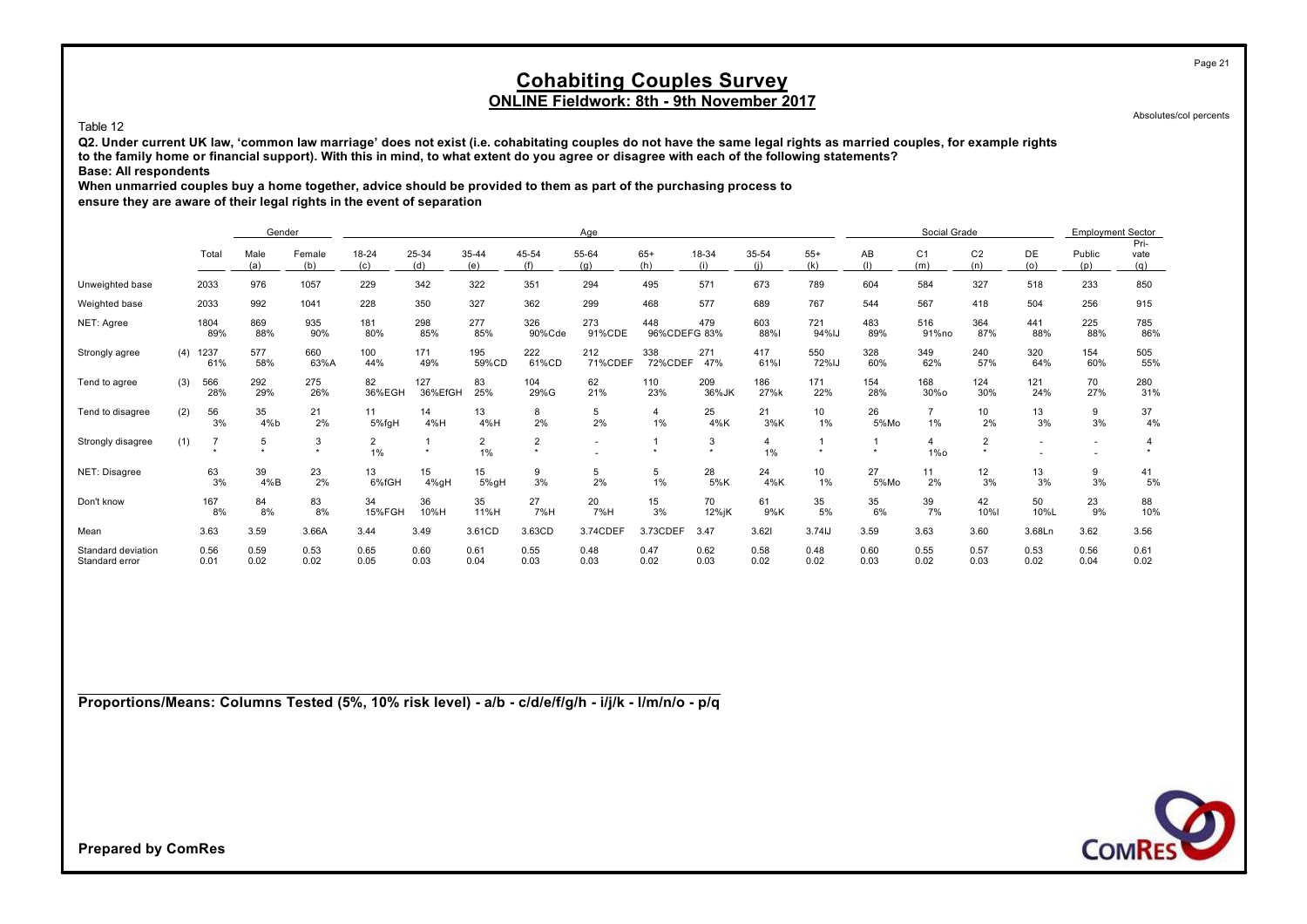# Cohabiting Couples Survey

## ONLINE Fieldwork: 8th - 9th November 2017

Absolutes/col percents

Table 12

**Q2. Under current UK law, 'common law marriage' does not exist (i.e. cohabitating couples do not have the same legal rights as married couples, for example rights to the family home or financial support). With this in mind, to what extent do you agree or disagree with each of the following statements?**

**Base: All respondents**

**When unmarried couples buy a home together, advice should be provided to them as part of the purchasing process to ensure they are aware of their legal rights in the event of separation**

| | | Total | Gender | | Age | | | | | | | | | | Social Grade | | | | Employment Sector | |
|---|---|---|---|---|---|---|---|---|---|---|---|---|---|---|---|---|---|---|---|---|
| | | | Male (a) | Female (b) | 18-24 (c) | 25-34 (d) | 35-44 (e) | 45-54 (f) | 55-64 (g) | 65+ (h) | 18-34 (i) | 35-54 (j) | 55+ (k) | AB (l) | C1 (m) | C2 (n) | DE (o) | Public (p) | Private (q) |
| Unweighted base | | 2033 | 976 | 1057 | 229 | 342 | 322 | 351 | 294 | 495 | 571 | 673 | 789 | 604 | 584 | 327 | 518 | 233 | 850 |
| Weighted base | | 2033 | 992 | 1041 | 228 | 350 | 327 | 362 | 299 | 468 | 577 | 689 | 767 | 544 | 567 | 418 | 504 | 256 | 915 |
| NET: Agree | | 1804 | 869 | 935 | 181 | 298 | 277 | 326 | 273 | 448 | 479 | 603 | 721 | 483 | 516 | 364 | 441 | 225 | 785 |
| | | 89% | 88% | 90% | 80% | 85% | 85% | 90%Cde | 91%CDE | 96%CDEFG | 83% | 88%I | 94%IJ | 89% | 91%no | 87% | 88% | 88% | 86% |
| Strongly agree | (4) | 1237 | 577 | 660 | 100 | 171 | 195 | 222 | 212 | 338 | 271 | 417 | 550 | 328 | 349 | 240 | 320 | 154 | 505 |
| | | 61% | 58% | 63%A | 44% | 49% | 59%CD | 61%CD | 71%CDEF | 72%CDEF | 47% | 61%I | 72%IJ | 60% | 62% | 57% | 64% | 60% | 55% |
| Tend to agree | (3) | 566 | 292 | 275 | 82 | 127 | 83 | 104 | 62 | 110 | 209 | 186 | 171 | 154 | 168 | 124 | 121 | 70 | 280 |
| | | 28% | 29% | 26% | 36%EGH | 36%EfGH | 25% | 29%G | 21% | 23% | 36%JK | 27%k | 22% | 28% | 30%o | 30% | 24% | 27% | 31% |
| Tend to disagree | (2) | 56 | 35 | 21 | 11 | 14 | 13 | 8 | 5 | 4 | 25 | 21 | 10 | 26 | 7 | 10 | 13 | 9 | 37 |
| | | 3% | 4%b | 2% | 5%fgH | 4%H | 4%H | 2% | 2% | 1% | 4%K | 3%K | 1% | 5%Mo | 1% | 2% | 3% | 3% | 4% |
| Strongly disagree | (1) | 7 | 5 | 3 | 2 | 1 | 2 | 2 | - | 1 | 3 | 4 | 1 | 1 | 4 | 2 | - | - | 4 |
| | | * | * | * | 1% | * | 1% | * | - | * | * | 1% | * | * | 1%o | * | - | - | * |
| NET: Disagree | | 63 | 39 | 23 | 13 | 15 | 15 | 9 | 5 | 5 | 28 | 24 | 10 | 27 | 11 | 12 | 13 | 9 | 41 |
| | | 3% | 4%B | 2% | 6%fGH | 4%gH | 5%gH | 3% | 2% | 1% | 5%K | 4%K | 1% | 5%Mo | 2% | 3% | 3% | 3% | 5% |
| Don't know | | 167 | 84 | 83 | 34 | 36 | 35 | 27 | 20 | 15 | 70 | 61 | 35 | 35 | 39 | 42 | 50 | 23 | 88 |
| | | 8% | 8% | 8% | 15%FGH | 10%H | 11%H | 7%H | 7%H | 3% | 12%jK | 9%K | 5% | 6% | 7% | 10%l | 10%L | 9% | 10% |
| Mean | | 3.63 | 3.59 | 3.66A | 3.44 | 3.49 | 3.61CD | 3.63CD | 3.74CDEF | 3.73CDEF | 3.47 | 3.62I | 3.74IJ | 3.59 | 3.63 | 3.60 | 3.68Ln | 3.62 | 3.56 |
| Standard deviation | | 0.56 | 0.59 | 0.53 | 0.65 | 0.60 | 0.61 | 0.55 | 0.48 | 0.47 | 0.62 | 0.58 | 0.48 | 0.60 | 0.55 | 0.57 | 0.53 | 0.56 | 0.61 |
| Standard error | | 0.01 | 0.02 | 0.02 | 0.05 | 0.03 | 0.04 | 0.03 | 0.03 | 0.02 | 0.03 | 0.02 | 0.02 | 0.03 | 0.02 | 0.03 | 0.02 | 0.04 | 0.02 |

**Proportions/Means: Columns Tested (5%, 10% risk level) - a/b - c/d/e/f/g/h - i/j/k - l/m/n/o - p/q**

**Prepared by ComRes**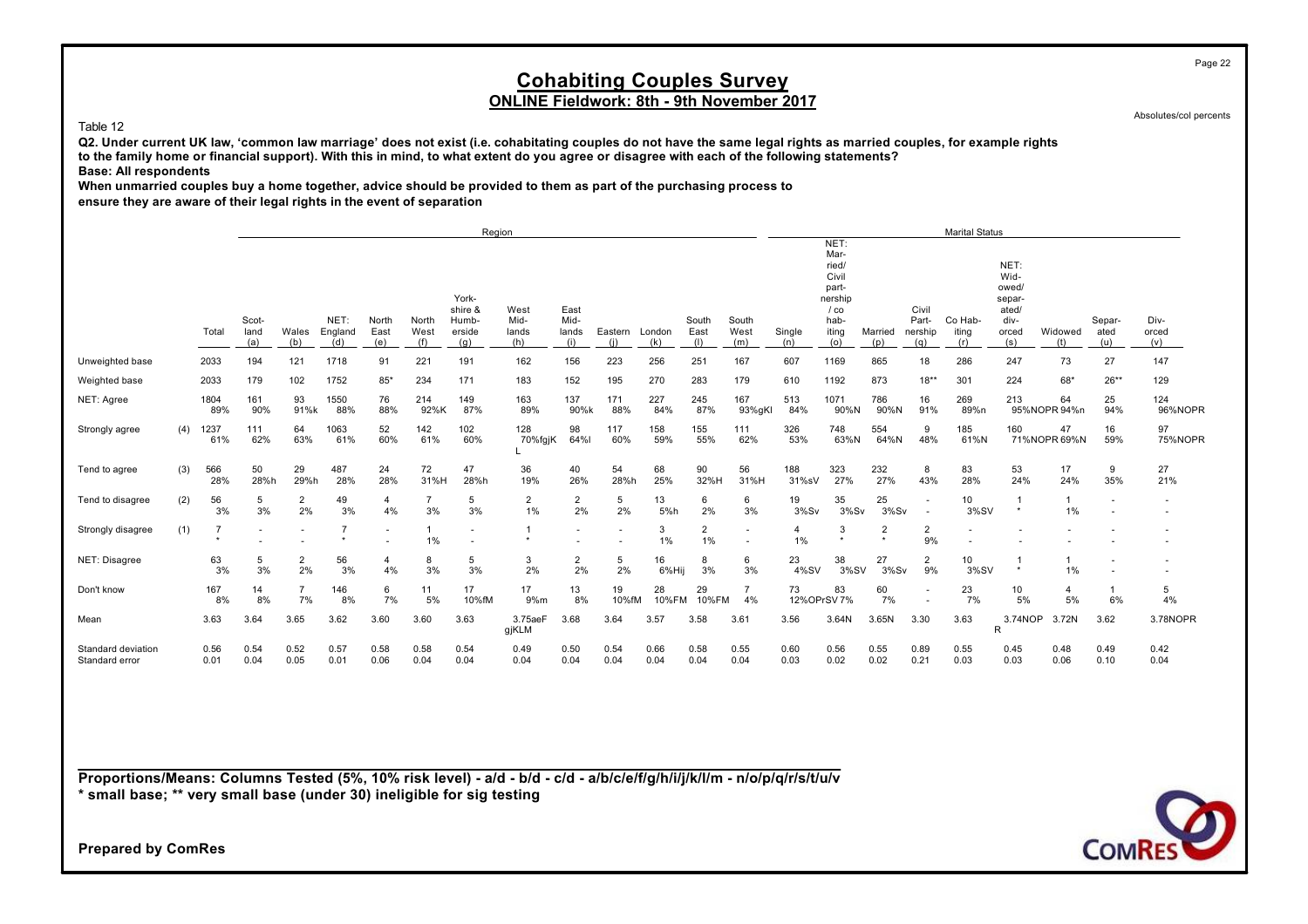# Cohabiting Couples Survey

## ONLINE Fieldwork: 8th - 9th November 2017

Absolutes/col percents

Table 12

**Q2. Under current UK law, 'common law marriage' does not exist (i.e. cohabitating couples do not have the same legal rights as married couples, for example rights to the family home or financial support). With this in mind, to what extent do you agree or disagree with each of the following statements?**
**Base: All respondents**

**When unmarried couples buy a home together, advice should be provided to them as part of the purchasing process to ensure they are aware of their legal rights in the event of separation**

| | | | Region | | | | | | | | | | | | | Marital Status | | | | | | | | | |
|---|---|---|---|---|---|---|---|---|---|---|---|---|---|---|---|---|---|---|---|---|---|---|---|---|---|
| | | Total | Scot-land (a) | Wales (b) | NET: England (d) | North East (e) | North West (f) | York-shire & Humb-erside (g) | West Mid-lands (h) | East Mid-lands (i) | Eastern (j) | London (k) | South East (l) | South West (m) | Single (n) | NET: Mar-ried/ Civil part-nership / co hab-iting (o) | Married (p) | Civil Part-nership (q) | Co Hab-iting (r) | NET: Wid-owed/ separ-ated/ div-orced (s) | Widowed (t) | Separ-ated (u) | Div-orced (v) |
| Unweighted base | | 2033 | 194 | 121 | 1718 | 91 | 221 | 191 | 162 | 156 | 223 | 256 | 251 | 167 | 607 | 1169 | 865 | 18 | 286 | 247 | 73 | 27 | 147 |
| Weighted base | | 2033 | 179 | 102 | 1752 | 85* | 234 | 171 | 183 | 152 | 195 | 270 | 283 | 179 | 610 | 1192 | 873 | 18** | 301 | 224 | 68* | 26** | 129 |
| NET: Agree | | 1804<br>89% | 161<br>90% | 93<br>91%k | 1550<br>88% | 76<br>88% | 214<br>92%K | 149<br>87% | 163<br>89% | 137<br>90%k | 171<br>88% | 227<br>84% | 245<br>87% | 167<br>93%gKl | 513<br>84% | 1071<br>90%N | 786<br>90%N | 16<br>91% | 269<br>89%n | 213<br>95%NOPR | 64<br>94%n | 25<br>94% | 124<br>96%NOPR |
| Strongly agree | (4) | 1237<br>61% | 111<br>62% | 64<br>63% | 1063<br>61% | 52<br>60% | 142<br>61% | 102<br>60% | 128<br>70%fgjKL | 98<br>64%l | 117<br>60% | 158<br>59% | 155<br>55% | 111<br>62% | 326<br>53% | 748<br>63%N | 554<br>64%N | 9<br>48% | 185<br>61%N | 160<br>71%NOPR | 47<br>69%N | 16<br>59% | 97<br>75%NOPR |
| Tend to agree | (3) | 566<br>28% | 50<br>28%h | 29<br>29%h | 487<br>28% | 24<br>28% | 72<br>31%H | 47<br>28%h | 36<br>19% | 40<br>26% | 54<br>28%h | 68<br>25% | 90<br>32%H | 56<br>31%H | 188<br>31%sV | 323<br>27% | 232<br>27% | 8<br>43% | 83<br>28% | 53<br>24% | 17<br>24% | 9<br>35% | 27<br>21% |
| Tend to disagree | (2) | 56<br>3% | 5<br>3% | 2<br>2% | 49<br>3% | 4<br>4% | 7<br>3% | 5<br>3% | 2<br>1% | 2<br>2% | 5<br>2% | 13<br>5%h | 6<br>2% | 6<br>3% | 19<br>3%Sv | 35<br>3%Sv | 25<br>3%Sv | -<br>- | 10<br>3%SV | 1<br>* | 1<br>1% | -<br>- | -<br>- |
| Strongly disagree | (1) | 7<br>* | -<br>- | -<br>- | 7<br>* | -<br>- | 1<br>1% | -<br>- | 1<br>* | -<br>- | -<br>- | 3<br>1% | 2<br>1% | -<br>- | 4<br>1% | 3<br>* | 2<br>* | 2<br>9% | -<br>- | -<br>- | -<br>- | -<br>- | -<br>- |
| NET: Disagree | | 63<br>3% | 5<br>3% | 2<br>2% | 56<br>3% | 4<br>4% | 8<br>3% | 5<br>3% | 3<br>2% | 2<br>2% | 5<br>2% | 16<br>6%Hij | 8<br>3% | 6<br>3% | 23<br>4%SV | 38<br>3%SV | 27<br>3%Sv | 2<br>9% | 10<br>3%SV | 1<br>* | 1<br>1% | -<br>- | -<br>- |
| Don't know | | 167<br>8% | 14<br>8% | 7<br>7% | 146<br>8% | 6<br>7% | 11<br>5% | 17<br>10%fM | 17<br>9%m | 13<br>8% | 19<br>10%fM | 28<br>10%FM | 29<br>10%FM | 7<br>4% | 73<br>12%OPrSV | 83<br>7% | 60<br>7% | -<br>- | 23<br>7% | 10<br>5% | 4<br>5% | 1<br>6% | 5<br>4% |
| Mean | | 3.63 | 3.64 | 3.65 | 3.62 | 3.60 | 3.60 | 3.63 | 3.75aeFgjKLM | 3.68 | 3.64 | 3.57 | 3.58 | 3.61 | 3.56 | 3.64N | 3.65N | 3.30 | 3.63 | 3.74NOPR | 3.72N | 3.62 | 3.78NOPR |
| Standard deviation | | 0.56 | 0.54 | 0.52 | 0.57 | 0.58 | 0.58 | 0.54 | 0.49 | 0.50 | 0.54 | 0.66 | 0.58 | 0.55 | 0.60 | 0.56 | 0.55 | 0.89 | 0.55 | 0.45 | 0.48 | 0.49 | 0.42 |
| Standard error | | 0.01 | 0.04 | 0.05 | 0.01 | 0.06 | 0.04 | 0.04 | 0.04 | 0.04 | 0.04 | 0.04 | 0.04 | 0.04 | 0.03 | 0.02 | 0.02 | 0.21 | 0.03 | 0.03 | 0.06 | 0.10 | 0.04 |

**Proportions/Means: Columns Tested (5%, 10% risk level) - a/d - b/d - c/d - a/b/c/e/f/g/h/i/j/k/l/m - n/o/p/q/r/s/t/u/v**
**\* small base; \*\* very small base (under 30) ineligible for sig testing**

**Prepared by ComRes**